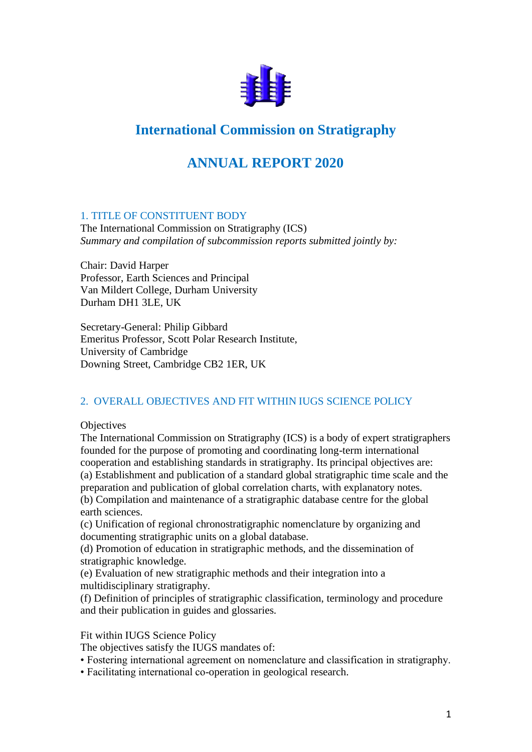# International Commission on Stratigraphy

# ANNUAL REPORT 2020

## 1. TITLE OF CONSTITUENT BODY

The International Commission on Stratigraphy (ICS)

*Summary and compilation of subcommission reports submitted jointly by:*

Chair: David Harper
Professor, Earth Sciences and Principal
Van Mildert College, Durham University
Durham DH1 3LE, UK

Secretary-General: Philip Gibbard
Emeritus Professor, Scott Polar Research Institute,
University of Cambridge
Downing Street, Cambridge CB2 1ER, UK

## 2. OVERALL OBJECTIVES AND FIT WITHIN IUGS SCIENCE POLICY

Objectives

The International Commission on Stratigraphy (ICS) is a body of expert stratigraphers founded for the purpose of promoting and coordinating long-term international cooperation and establishing standards in stratigraphy. Its principal objectives are:

(a) Establishment and publication of a standard global stratigraphic time scale and the preparation and publication of global correlation charts, with explanatory notes.

(b) Compilation and maintenance of a stratigraphic database centre for the global earth sciences.

(c) Unification of regional chronostratigraphic nomenclature by organizing and documenting stratigraphic units on a global database.

(d) Promotion of education in stratigraphic methods, and the dissemination of stratigraphic knowledge.

(e) Evaluation of new stratigraphic methods and their integration into a multidisciplinary stratigraphy.

(f) Definition of principles of stratigraphic classification, terminology and procedure and their publication in guides and glossaries.

Fit within IUGS Science Policy

The objectives satisfy the IUGS mandates of:

- Fostering international agreement on nomenclature and classification in stratigraphy.
- Facilitating international co-operation in geological research.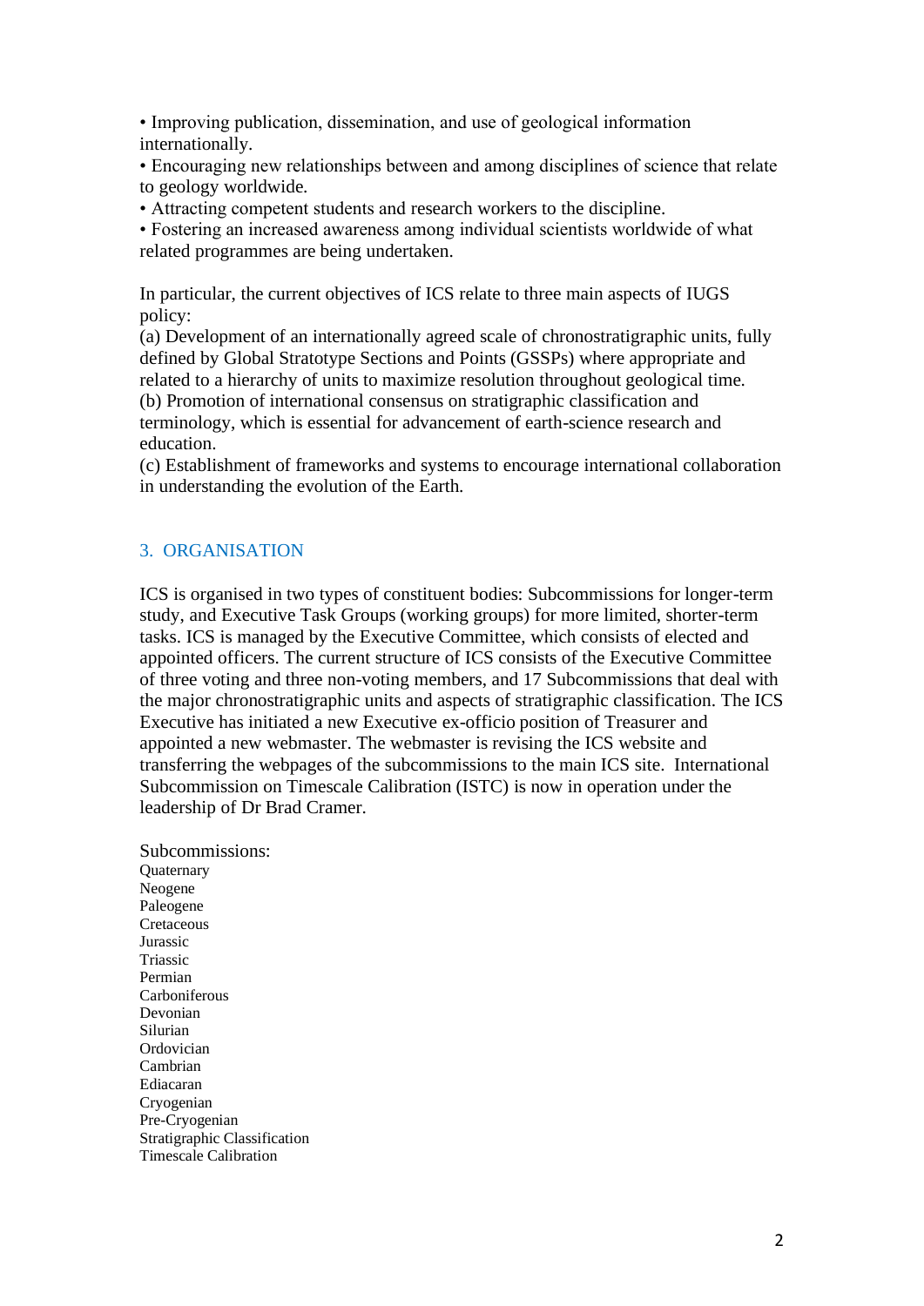• Improving publication, dissemination, and use of geological information internationally.
• Encouraging new relationships between and among disciplines of science that relate to geology worldwide.
• Attracting competent students and research workers to the discipline.
• Fostering an increased awareness among individual scientists worldwide of what related programmes are being undertaken.

In particular, the current objectives of ICS relate to three main aspects of IUGS policy:
(a) Development of an internationally agreed scale of chronostratigraphic units, fully defined by Global Stratotype Sections and Points (GSSPs) where appropriate and related to a hierarchy of units to maximize resolution throughout geological time.
(b) Promotion of international consensus on stratigraphic classification and terminology, which is essential for advancement of earth-science research and education.
(c) Establishment of frameworks and systems to encourage international collaboration in understanding the evolution of the Earth.

## 3. ORGANISATION

ICS is organised in two types of constituent bodies: Subcommissions for longer-term study, and Executive Task Groups (working groups) for more limited, shorter-term tasks. ICS is managed by the Executive Committee, which consists of elected and appointed officers. The current structure of ICS consists of the Executive Committee of three voting and three non-voting members, and 17 Subcommissions that deal with the major chronostratigraphic units and aspects of stratigraphic classification. The ICS Executive has initiated a new Executive ex-officio position of Treasurer and appointed a new webmaster. The webmaster is revising the ICS website and transferring the webpages of the subcommissions to the main ICS site. International Subcommission on Timescale Calibration (ISTC) is now in operation under the leadership of Dr Brad Cramer.

Subcommissions:
Quaternary
Neogene
Paleogene
Cretaceous
Jurassic
Triassic
Permian
Carboniferous
Devonian
Silurian
Ordovician
Cambrian
Ediacaran
Cryogenian
Pre-Cryogenian
Stratigraphic Classification
Timescale Calibration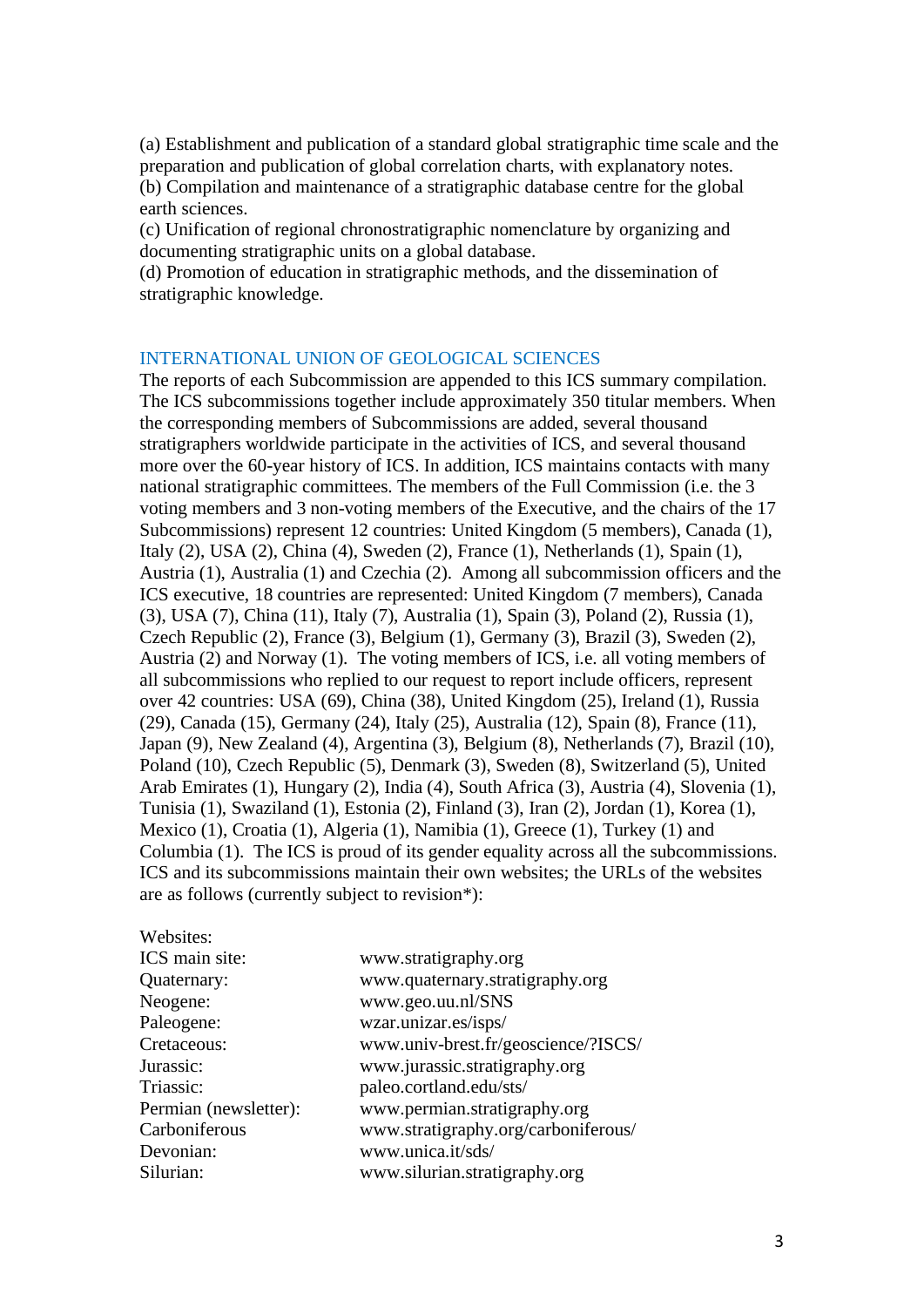(a) Establishment and publication of a standard global stratigraphic time scale and the preparation and publication of global correlation charts, with explanatory notes.
(b) Compilation and maintenance of a stratigraphic database centre for the global earth sciences.
(c) Unification of regional chronostratigraphic nomenclature by organizing and documenting stratigraphic units on a global database.
(d) Promotion of education in stratigraphic methods, and the dissemination of stratigraphic knowledge.

## INTERNATIONAL UNION OF GEOLOGICAL SCIENCES

The reports of each Subcommission are appended to this ICS summary compilation. The ICS subcommissions together include approximately 350 titular members. When the corresponding members of Subcommissions are added, several thousand stratigraphers worldwide participate in the activities of ICS, and several thousand more over the 60-year history of ICS. In addition, ICS maintains contacts with many national stratigraphic committees. The members of the Full Commission (i.e. the 3 voting members and 3 non-voting members of the Executive, and the chairs of the 17 Subcommissions) represent 12 countries: United Kingdom (5 members), Canada (1), Italy (2), USA (2), China (4), Sweden (2), France (1), Netherlands (1), Spain (1), Austria (1), Australia (1) and Czechia (2). Among all subcommission officers and the ICS executive, 18 countries are represented: United Kingdom (7 members), Canada (3), USA (7), China (11), Italy (7), Australia (1), Spain (3), Poland (2), Russia (1), Czech Republic (2), France (3), Belgium (1), Germany (3), Brazil (3), Sweden (2), Austria (2) and Norway (1). The voting members of ICS, i.e. all voting members of all subcommissions who replied to our request to report include officers, represent over 42 countries: USA (69), China (38), United Kingdom (25), Ireland (1), Russia (29), Canada (15), Germany (24), Italy (25), Australia (12), Spain (8), France (11), Japan (9), New Zealand (4), Argentina (3), Belgium (8), Netherlands (7), Brazil (10), Poland (10), Czech Republic (5), Denmark (3), Sweden (8), Switzerland (5), United Arab Emirates (1), Hungary (2), India (4), South Africa (3), Austria (4), Slovenia (1), Tunisia (1), Swaziland (1), Estonia (2), Finland (3), Iran (2), Jordan (1), Korea (1), Mexico (1), Croatia (1), Algeria (1), Namibia (1), Greece (1), Turkey (1) and Columbia (1). The ICS is proud of its gender equality across all the subcommissions. ICS and its subcommissions maintain their own websites; the URLs of the websites are as follows (currently subject to revision*):

Websites:

| | |
|---|---|
| ICS main site: | www.stratigraphy.org |
| Quaternary: | www.quaternary.stratigraphy.org |
| Neogene: | www.geo.uu.nl/SNS |
| Paleogene: | wzar.unizar.es/isps/ |
| Cretaceous: | www.univ-brest.fr/geoscience/?ISCS/ |
| Jurassic: | www.jurassic.stratigraphy.org |
| Triassic: | paleo.cortland.edu/sts/ |
| Permian (newsletter): | www.permian.stratigraphy.org |
| Carboniferous | www.stratigraphy.org/carboniferous/ |
| Devonian: | www.unica.it/sds/ |
| Silurian: | www.silurian.stratigraphy.org |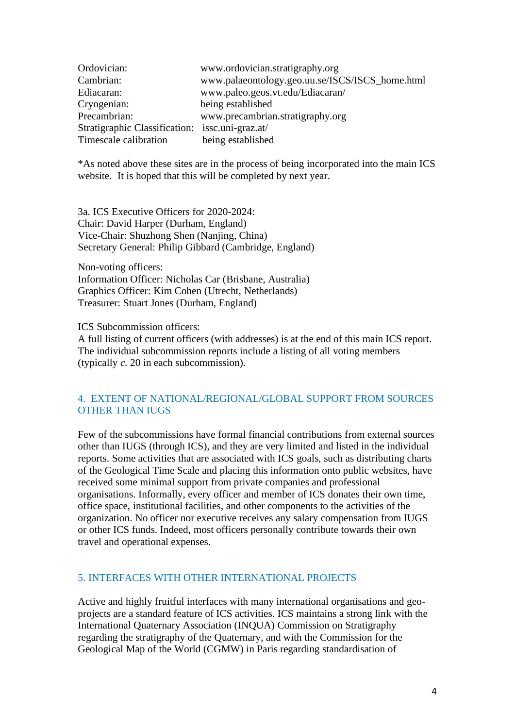| | |
|---|---|
| Ordovician: | www.ordovician.stratigraphy.org |
| Cambrian: | www.palaeontology.geo.uu.se/ISCS/ISCS_home.html |
| Ediacaran: | www.paleo.geos.vt.edu/Ediacaran/ |
| Cryogenian: | being established |
| Precambrian: | www.precambrian.stratigraphy.org |
| Stratigraphic Classification: | issc.uni-graz.at/ |
| Timescale calibration | being established |

*As noted above these sites are in the process of being incorporated into the main ICS website. It is hoped that this will be completed by next year.

3a. ICS Executive Officers for 2020-2024:
Chair: David Harper (Durham, England)
Vice-Chair: Shuzhong Shen (Nanjing, China)
Secretary General: Philip Gibbard (Cambridge, England)

Non-voting officers:
Information Officer: Nicholas Car (Brisbane, Australia)
Graphics Officer: Kim Cohen (Utrecht, Netherlands)
Treasurer: Stuart Jones (Durham, England)

ICS Subcommission officers:
A full listing of current officers (with addresses) is at the end of this main ICS report. The individual subcommission reports include a listing of all voting members (typically *c.* 20 in each subcommission).

## 4. EXTENT OF NATIONAL/REGIONAL/GLOBAL SUPPORT FROM SOURCES OTHER THAN IUGS

Few of the subcommissions have formal financial contributions from external sources other than IUGS (through ICS), and they are very limited and listed in the individual reports. Some activities that are associated with ICS goals, such as distributing charts of the Geological Time Scale and placing this information onto public websites, have received some minimal support from private companies and professional organisations. Informally, every officer and member of ICS donates their own time, office space, institutional facilities, and other components to the activities of the organization. No officer nor executive receives any salary compensation from IUGS or other ICS funds. Indeed, most officers personally contribute towards their own travel and operational expenses.

## 5. INTERFACES WITH OTHER INTERNATIONAL PROJECTS

Active and highly fruitful interfaces with many international organisations and geo-projects are a standard feature of ICS activities. ICS maintains a strong link with the International Quaternary Association (INQUA) Commission on Stratigraphy regarding the stratigraphy of the Quaternary, and with the Commission for the Geological Map of the World (CGMW) in Paris regarding standardisation of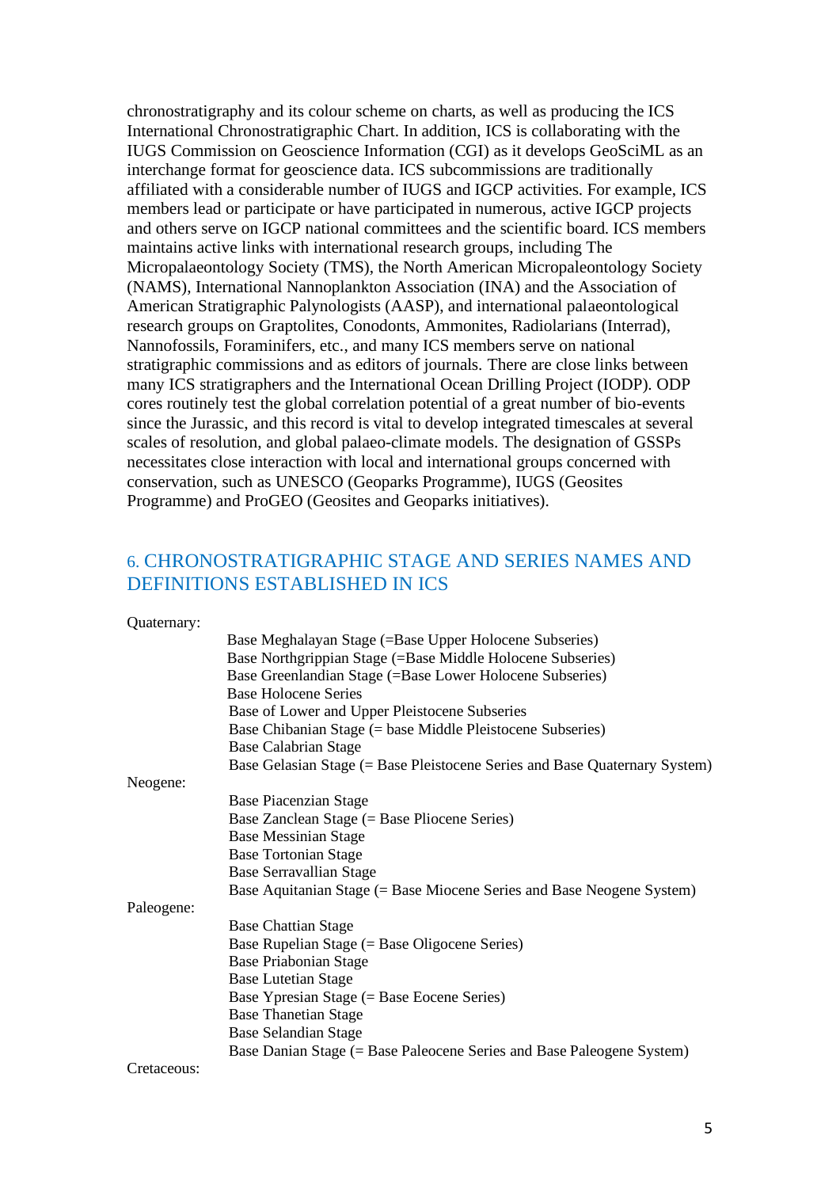chronostratigraphy and its colour scheme on charts, as well as producing the ICS International Chronostratigraphic Chart. In addition, ICS is collaborating with the IUGS Commission on Geoscience Information (CGI) as it develops GeoSciML as an interchange format for geoscience data. ICS subcommissions are traditionally affiliated with a considerable number of IUGS and IGCP activities. For example, ICS members lead or participate or have participated in numerous, active IGCP projects and others serve on IGCP national committees and the scientific board. ICS members maintains active links with international research groups, including The Micropalaeontology Society (TMS), the North American Micropaleontology Society (NAMS), International Nannoplankton Association (INA) and the Association of American Stratigraphic Palynologists (AASP), and international palaeontological research groups on Graptolites, Conodonts, Ammonites, Radiolarians (Interrad), Nannofossils, Foraminifers, etc., and many ICS members serve on national stratigraphic commissions and as editors of journals. There are close links between many ICS stratigraphers and the International Ocean Drilling Project (IODP). ODP cores routinely test the global correlation potential of a great number of bio-events since the Jurassic, and this record is vital to develop integrated timescales at several scales of resolution, and global palaeo-climate models. The designation of GSSPs necessitates close interaction with local and international groups concerned with conservation, such as UNESCO (Geoparks Programme), IUGS (Geosites Programme) and ProGEO (Geosites and Geoparks initiatives).

## 6. CHRONOSTRATIGRAPHIC STAGE AND SERIES NAMES AND DEFINITIONS ESTABLISHED IN ICS

Quaternary:

- Base Meghalayan Stage (=Base Upper Holocene Subseries)
- Base Northgrippian Stage (=Base Middle Holocene Subseries)
- Base Greenlandian Stage (=Base Lower Holocene Subseries)
- Base Holocene Series
- Base of Lower and Upper Pleistocene Subseries
- Base Chibanian Stage (= base Middle Pleistocene Subseries)
- Base Calabrian Stage
- Base Gelasian Stage (= Base Pleistocene Series and Base Quaternary System)

Neogene:

- Base Piacenzian Stage
- Base Zanclean Stage (= Base Pliocene Series)
- Base Messinian Stage
- Base Tortonian Stage
- Base Serravallian Stage
- Base Aquitanian Stage (= Base Miocene Series and Base Neogene System)

Paleogene:

- Base Chattian Stage
- Base Rupelian Stage (= Base Oligocene Series)
- Base Priabonian Stage
- Base Lutetian Stage
- Base Ypresian Stage (= Base Eocene Series)
- Base Thanetian Stage
- Base Selandian Stage
- Base Danian Stage (= Base Paleocene Series and Base Paleogene System)

Cretaceous: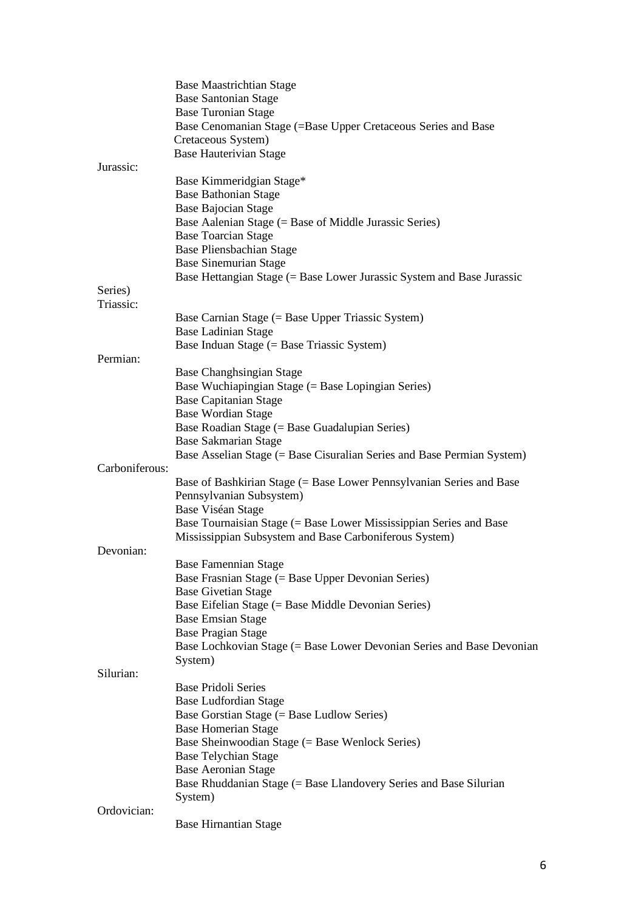Base Maastrichtian Stage
Base Santonian Stage
Base Turonian Stage
Base Cenomanian Stage (=Base Upper Cretaceous Series and Base Cretaceous System)
Base Hauterivian Stage

Jurassic:

Base Kimmeridgian Stage*
Base Bathonian Stage
Base Bajocian Stage
Base Aalenian Stage (= Base of Middle Jurassic Series)
Base Toarcian Stage
Base Pliensbachian Stage
Base Sinemurian Stage
Base Hettangian Stage (= Base Lower Jurassic System and Base Jurassic Series)

Triassic:

Base Carnian Stage (= Base Upper Triassic System)
Base Ladinian Stage
Base Induan Stage (= Base Triassic System)

Permian:

Base Changhsingian Stage
Base Wuchiapingian Stage (= Base Lopingian Series)
Base Capitanian Stage
Base Wordian Stage
Base Roadian Stage (= Base Guadalupian Series)
Base Sakmarian Stage
Base Asselian Stage (= Base Cisuralian Series and Base Permian System)

Carboniferous:

Base of Bashkirian Stage (= Base Lower Pennsylvanian Series and Base Pennsylvanian Subsystem)
Base Viséan Stage
Base Tournaisian Stage (= Base Lower Mississippian Series and Base Mississippian Subsystem and Base Carboniferous System)

Devonian:

Base Famennian Stage
Base Frasnian Stage (= Base Upper Devonian Series)
Base Givetian Stage
Base Eifelian Stage (= Base Middle Devonian Series)
Base Emsian Stage
Base Pragian Stage
Base Lochkovian Stage (= Base Lower Devonian Series and Base Devonian System)

Silurian:

Base Pridoli Series
Base Ludfordian Stage
Base Gorstian Stage (= Base Ludlow Series)
Base Homerian Stage
Base Sheinwoodian Stage (= Base Wenlock Series)
Base Telychian Stage
Base Aeronian Stage
Base Rhuddanian Stage (= Base Llandovery Series and Base Silurian System)

Ordovician:

Base Hirnantian Stage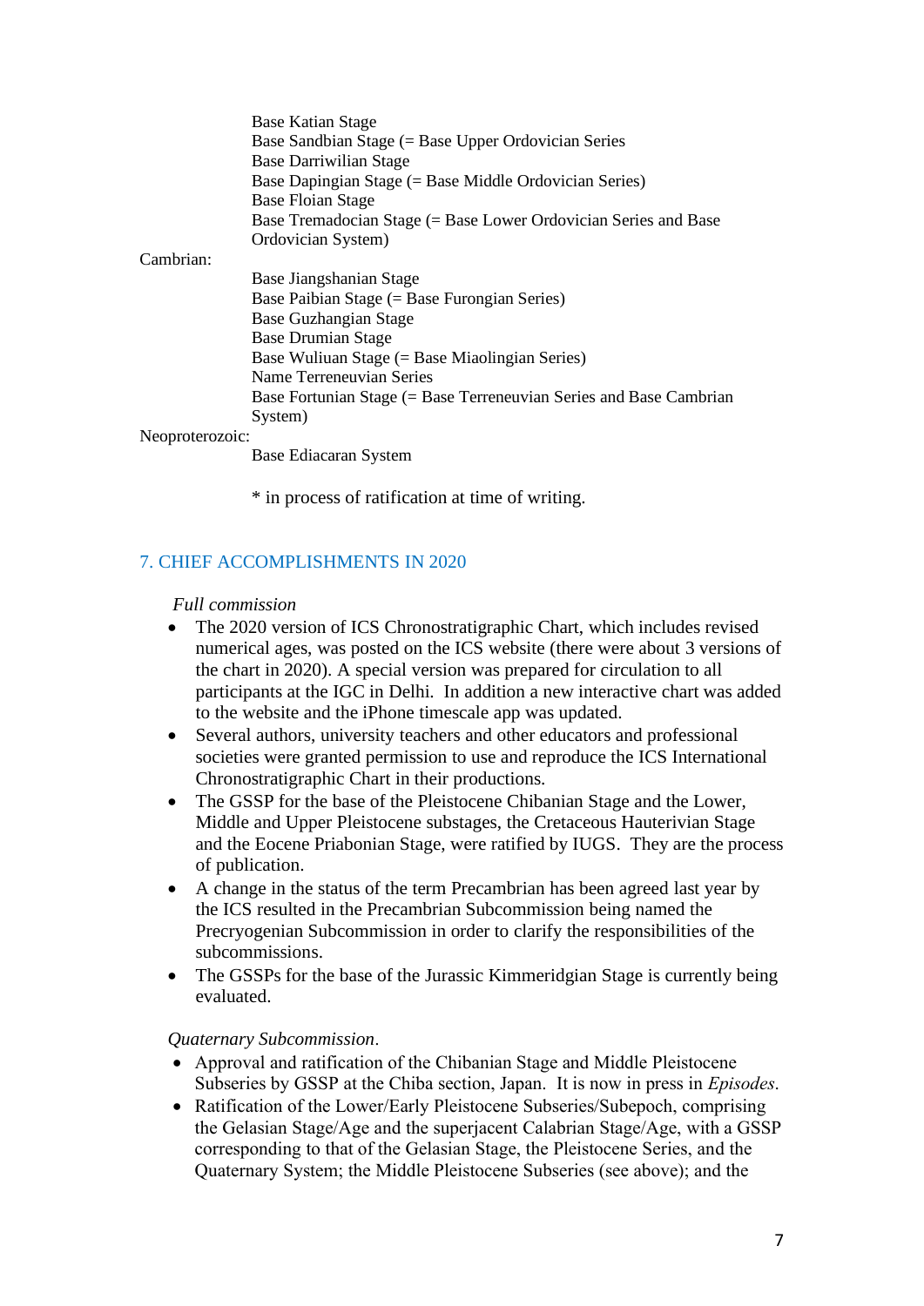Base Katian Stage
Base Sandbian Stage (= Base Upper Ordovician Series
Base Darriwilian Stage
Base Dapingian Stage (= Base Middle Ordovician Series)
Base Floian Stage
Base Tremadocian Stage (= Base Lower Ordovician Series and Base Ordovician System)

Cambrian:

Base Jiangshanian Stage
Base Paibian Stage (= Base Furongian Series)
Base Guzhangian Stage
Base Drumian Stage
Base Wuliuan Stage (= Base Miaolingian Series)
Name Terreneuvian Series
Base Fortunian Stage (= Base Terreneuvian Series and Base Cambrian System)

Neoproterozoic:

Base Ediacaran System

* in process of ratification at time of writing.

## 7. CHIEF ACCOMPLISHMENTS IN 2020

*Full commission*

- The 2020 version of ICS Chronostratigraphic Chart, which includes revised numerical ages, was posted on the ICS website (there were about 3 versions of the chart in 2020). A special version was prepared for circulation to all participants at the IGC in Delhi. In addition a new interactive chart was added to the website and the iPhone timescale app was updated.
- Several authors, university teachers and other educators and professional societies were granted permission to use and reproduce the ICS International Chronostratigraphic Chart in their productions.
- The GSSP for the base of the Pleistocene Chibanian Stage and the Lower, Middle and Upper Pleistocene substages, the Cretaceous Hauterivian Stage and the Eocene Priabonian Stage, were ratified by IUGS. They are the process of publication.
- A change in the status of the term Precambrian has been agreed last year by the ICS resulted in the Precambrian Subcommission being named the Precryogenian Subcommission in order to clarify the responsibilities of the subcommissions.
- The GSSPs for the base of the Jurassic Kimmeridgian Stage is currently being evaluated.

*Quaternary Subcommission*.

- Approval and ratification of the Chibanian Stage and Middle Pleistocene Subseries by GSSP at the Chiba section, Japan. It is now in press in *Episodes*.
- Ratification of the Lower/Early Pleistocene Subseries/Subepoch, comprising the Gelasian Stage/Age and the superjacent Calabrian Stage/Age, with a GSSP corresponding to that of the Gelasian Stage, the Pleistocene Series, and the Quaternary System; the Middle Pleistocene Subseries (see above); and the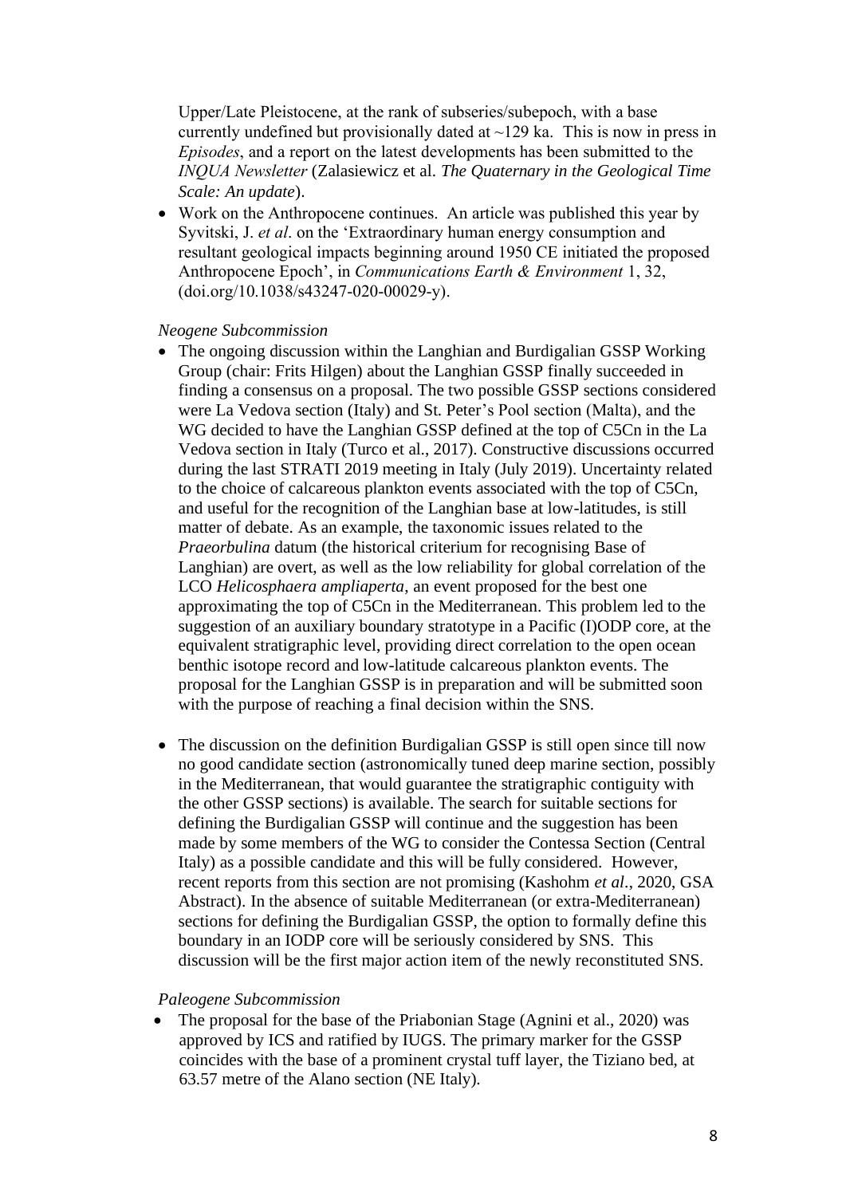Upper/Late Pleistocene, at the rank of subseries/subepoch, with a base currently undefined but provisionally dated at ~129 ka. This is now in press in *Episodes*, and a report on the latest developments has been submitted to the *INQUA Newsletter* (Zalasiewicz et al. *The Quaternary in the Geological Time Scale: An update*).

- Work on the Anthropocene continues. An article was published this year by Syvitski, J. *et al*. on the 'Extraordinary human energy consumption and resultant geological impacts beginning around 1950 CE initiated the proposed Anthropocene Epoch', in *Communications Earth & Environment* 1, 32, (doi.org/10.1038/s43247-020-00029-y).

*Neogene Subcommission*

- The ongoing discussion within the Langhian and Burdigalian GSSP Working Group (chair: Frits Hilgen) about the Langhian GSSP finally succeeded in finding a consensus on a proposal. The two possible GSSP sections considered were La Vedova section (Italy) and St. Peter's Pool section (Malta), and the WG decided to have the Langhian GSSP defined at the top of C5Cn in the La Vedova section in Italy (Turco et al., 2017). Constructive discussions occurred during the last STRATI 2019 meeting in Italy (July 2019). Uncertainty related to the choice of calcareous plankton events associated with the top of C5Cn, and useful for the recognition of the Langhian base at low-latitudes, is still matter of debate. As an example, the taxonomic issues related to the *Praeorbulina* datum (the historical criterium for recognising Base of Langhian) are overt, as well as the low reliability for global correlation of the LCO *Helicosphaera ampliaperta*, an event proposed for the best one approximating the top of C5Cn in the Mediterranean. This problem led to the suggestion of an auxiliary boundary stratotype in a Pacific (I)ODP core, at the equivalent stratigraphic level, providing direct correlation to the open ocean benthic isotope record and low-latitude calcareous plankton events. The proposal for the Langhian GSSP is in preparation and will be submitted soon with the purpose of reaching a final decision within the SNS.

- The discussion on the definition Burdigalian GSSP is still open since till now no good candidate section (astronomically tuned deep marine section, possibly in the Mediterranean, that would guarantee the stratigraphic contiguity with the other GSSP sections) is available. The search for suitable sections for defining the Burdigalian GSSP will continue and the suggestion has been made by some members of the WG to consider the Contessa Section (Central Italy) as a possible candidate and this will be fully considered. However, recent reports from this section are not promising (Kashohm *et al*., 2020, GSA Abstract). In the absence of suitable Mediterranean (or extra-Mediterranean) sections for defining the Burdigalian GSSP, the option to formally define this boundary in an IODP core will be seriously considered by SNS. This discussion will be the first major action item of the newly reconstituted SNS.

*Paleogene Subcommission*

- The proposal for the base of the Priabonian Stage (Agnini et al., 2020) was approved by ICS and ratified by IUGS. The primary marker for the GSSP coincides with the base of a prominent crystal tuff layer, the Tiziano bed, at 63.57 metre of the Alano section (NE Italy).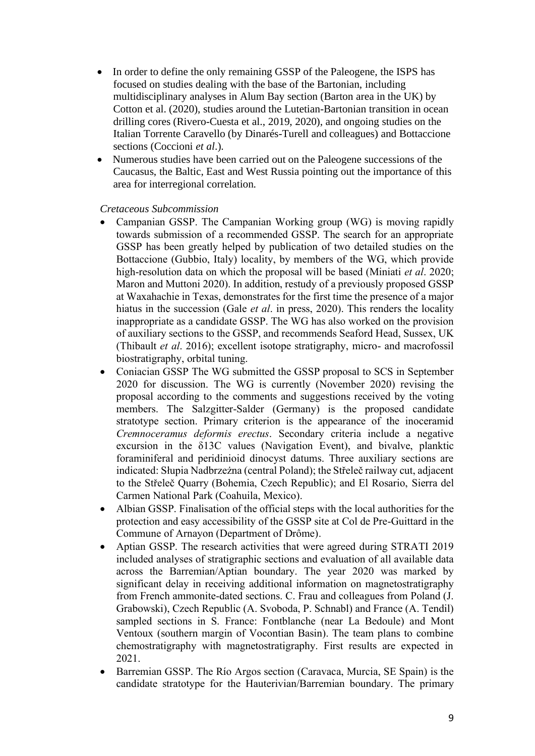- In order to define the only remaining GSSP of the Paleogene, the ISPS has focused on studies dealing with the base of the Bartonian, including multidisciplinary analyses in Alum Bay section (Barton area in the UK) by Cotton et al. (2020), studies around the Lutetian-Bartonian transition in ocean drilling cores (Rivero-Cuesta et al., 2019, 2020), and ongoing studies on the Italian Torrente Caravello (by Dinarés-Turell and colleagues) and Bottaccione sections (Coccioni *et al*.).
- Numerous studies have been carried out on the Paleogene successions of the Caucasus, the Baltic, East and West Russia pointing out the importance of this area for interregional correlation.

*Cretaceous Subcommission*

- Campanian GSSP. The Campanian Working group (WG) is moving rapidly towards submission of a recommended GSSP. The search for an appropriate GSSP has been greatly helped by publication of two detailed studies on the Bottaccione (Gubbio, Italy) locality, by members of the WG, which provide high-resolution data on which the proposal will be based (Miniati *et al*. 2020; Maron and Muttoni 2020). In addition, restudy of a previously proposed GSSP at Waxahachie in Texas, demonstrates for the first time the presence of a major hiatus in the succession (Gale *et al*. in press, 2020). This renders the locality inappropriate as a candidate GSSP. The WG has also worked on the provision of auxiliary sections to the GSSP, and recommends Seaford Head, Sussex, UK (Thibault *et al*. 2016); excellent isotope stratigraphy, micro- and macrofossil biostratigraphy, orbital tuning.
- Coniacian GSSP The WG submitted the GSSP proposal to SCS in September 2020 for discussion. The WG is currently (November 2020) revising the proposal according to the comments and suggestions received by the voting members. The Salzgitter-Salder (Germany) is the proposed candidate stratotype section. Primary criterion is the appearance of the inoceramid *Cremnoceramus deformis erectus*. Secondary criteria include a negative excursion in the δ13C values (Navigation Event), and bivalve, planktic foraminiferal and peridinioid dinocyst datums. Three auxiliary sections are indicated: Słupia Nadbrzeżna (central Poland); the Střeleč railway cut, adjacent to the Střeleč Quarry (Bohemia, Czech Republic); and El Rosario, Sierra del Carmen National Park (Coahuila, Mexico).
- Albian GSSP. Finalisation of the official steps with the local authorities for the protection and easy accessibility of the GSSP site at Col de Pre-Guittard in the Commune of Arnayon (Department of Drôme).
- Aptian GSSP. The research activities that were agreed during STRATI 2019 included analyses of stratigraphic sections and evaluation of all available data across the Barremian/Aptian boundary. The year 2020 was marked by significant delay in receiving additional information on magnetostratigraphy from French ammonite-dated sections. C. Frau and colleagues from Poland (J. Grabowski), Czech Republic (A. Svoboda, P. Schnabl) and France (A. Tendil) sampled sections in S. France: Fontblanche (near La Bedoule) and Mont Ventoux (southern margin of Vocontian Basin). The team plans to combine chemostratigraphy with magnetostratigraphy. First results are expected in 2021.
- Barremian GSSP. The Río Argos section (Caravaca, Murcia, SE Spain) is the candidate stratotype for the Hauterivian/Barremian boundary. The primary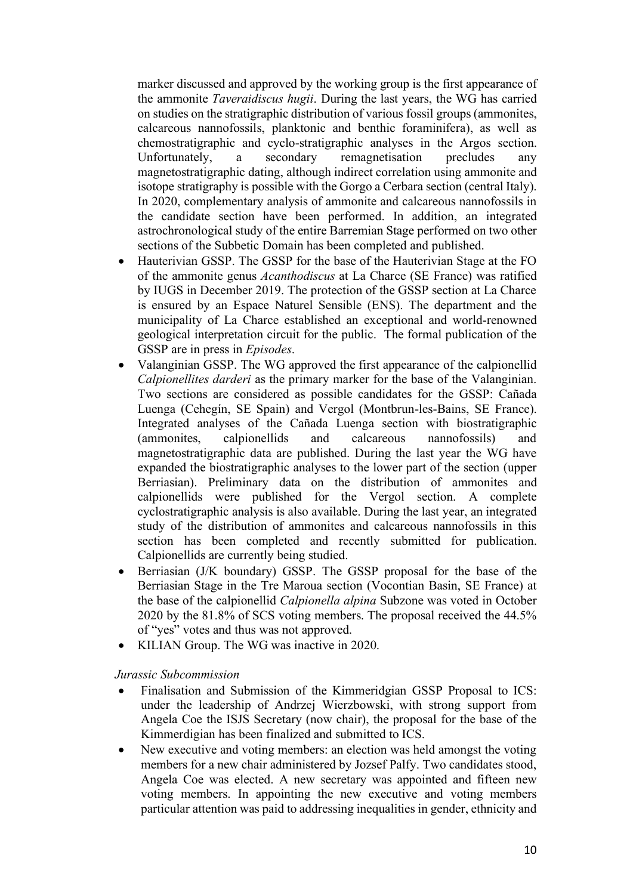marker discussed and approved by the working group is the first appearance of the ammonite *Taveraidiscus hugii*. During the last years, the WG has carried on studies on the stratigraphic distribution of various fossil groups (ammonites, calcareous nannofossils, planktonic and benthic foraminifera), as well as chemostratigraphic and cyclo-stratigraphic analyses in the Argos section. Unfortunately, a secondary remagnetisation precludes any magnetostratigraphic dating, although indirect correlation using ammonite and isotope stratigraphy is possible with the Gorgo a Cerbara section (central Italy). In 2020, complementary analysis of ammonite and calcareous nannofossils in the candidate section have been performed. In addition, an integrated astrochronological study of the entire Barremian Stage performed on two other sections of the Subbetic Domain has been completed and published.

- Hauterivian GSSP. The GSSP for the base of the Hauterivian Stage at the FO of the ammonite genus *Acanthodiscus* at La Charce (SE France) was ratified by IUGS in December 2019. The protection of the GSSP section at La Charce is ensured by an Espace Naturel Sensible (ENS). The department and the municipality of La Charce established an exceptional and world-renowned geological interpretation circuit for the public. The formal publication of the GSSP are in press in *Episodes*.
- Valanginian GSSP. The WG approved the first appearance of the calpionellid *Calpionellites darderi* as the primary marker for the base of the Valanginian. Two sections are considered as possible candidates for the GSSP: Cañada Luenga (Cehegín, SE Spain) and Vergol (Montbrun-les-Bains, SE France). Integrated analyses of the Cañada Luenga section with biostratigraphic (ammonites, calpionellids and calcareous nannofossils) and magnetostratigraphic data are published. During the last year the WG have expanded the biostratigraphic analyses to the lower part of the section (upper Berriasian). Preliminary data on the distribution of ammonites and calpionellids were published for the Vergol section. A complete cyclostratigraphic analysis is also available. During the last year, an integrated study of the distribution of ammonites and calcareous nannofossils in this section has been completed and recently submitted for publication. Calpionellids are currently being studied.
- Berriasian (J/K boundary) GSSP. The GSSP proposal for the base of the Berriasian Stage in the Tre Maroua section (Vocontian Basin, SE France) at the base of the calpionellid *Calpionella alpina* Subzone was voted in October 2020 by the 81.8% of SCS voting members. The proposal received the 44.5% of "yes" votes and thus was not approved.
- KILIAN Group. The WG was inactive in 2020.

*Jurassic Subcommission*

- Finalisation and Submission of the Kimmeridgian GSSP Proposal to ICS: under the leadership of Andrzej Wierzbowski, with strong support from Angela Coe the ISJS Secretary (now chair), the proposal for the base of the Kimmerdigian has been finalized and submitted to ICS.
- New executive and voting members: an election was held amongst the voting members for a new chair administered by Jozsef Palfy. Two candidates stood, Angela Coe was elected. A new secretary was appointed and fifteen new voting members. In appointing the new executive and voting members particular attention was paid to addressing inequalities in gender, ethnicity and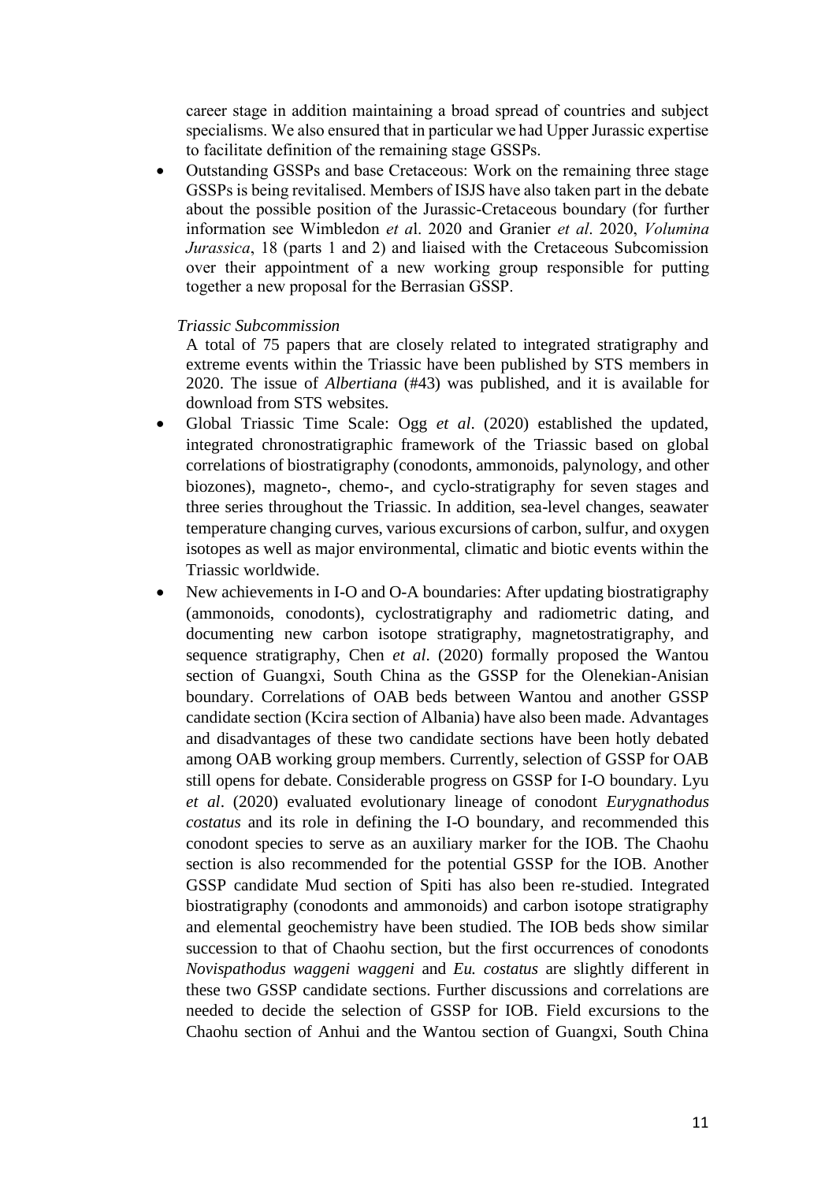career stage in addition maintaining a broad spread of countries and subject specialisms. We also ensured that in particular we had Upper Jurassic expertise to facilitate definition of the remaining stage GSSPs.

- Outstanding GSSPs and base Cretaceous: Work on the remaining three stage GSSPs is being revitalised. Members of ISJS have also taken part in the debate about the possible position of the Jurassic-Cretaceous boundary (for further information see Wimbledon *et a*l. 2020 and Granier *et al*. 2020, *Volumina Jurassica*, 18 (parts 1 and 2) and liaised with the Cretaceous Subcomission over their appointment of a new working group responsible for putting together a new proposal for the Berrasian GSSP.

*Triassic Subcommission*

A total of 75 papers that are closely related to integrated stratigraphy and extreme events within the Triassic have been published by STS members in 2020. The issue of *Albertiana* (#43) was published, and it is available for download from STS websites.

- Global Triassic Time Scale: Ogg *et al*. (2020) established the updated, integrated chronostratigraphic framework of the Triassic based on global correlations of biostratigraphy (conodonts, ammonoids, palynology, and other biozones), magneto-, chemo-, and cyclo-stratigraphy for seven stages and three series throughout the Triassic. In addition, sea-level changes, seawater temperature changing curves, various excursions of carbon, sulfur, and oxygen isotopes as well as major environmental, climatic and biotic events within the Triassic worldwide.
- New achievements in I-O and O-A boundaries: After updating biostratigraphy (ammonoids, conodonts), cyclostratigraphy and radiometric dating, and documenting new carbon isotope stratigraphy, magnetostratigraphy, and sequence stratigraphy, Chen *et al*. (2020) formally proposed the Wantou section of Guangxi, South China as the GSSP for the Olenekian-Anisian boundary. Correlations of OAB beds between Wantou and another GSSP candidate section (Kcira section of Albania) have also been made. Advantages and disadvantages of these two candidate sections have been hotly debated among OAB working group members. Currently, selection of GSSP for OAB still opens for debate. Considerable progress on GSSP for I-O boundary. Lyu *et al*. (2020) evaluated evolutionary lineage of conodont *Eurygnathodus costatus* and its role in defining the I-O boundary, and recommended this conodont species to serve as an auxiliary marker for the IOB. The Chaohu section is also recommended for the potential GSSP for the IOB. Another GSSP candidate Mud section of Spiti has also been re-studied. Integrated biostratigraphy (conodonts and ammonoids) and carbon isotope stratigraphy and elemental geochemistry have been studied. The IOB beds show similar succession to that of Chaohu section, but the first occurrences of conodonts *Novispathodus waggeni waggeni* and *Eu. costatus* are slightly different in these two GSSP candidate sections. Further discussions and correlations are needed to decide the selection of GSSP for IOB. Field excursions to the Chaohu section of Anhui and the Wantou section of Guangxi, South China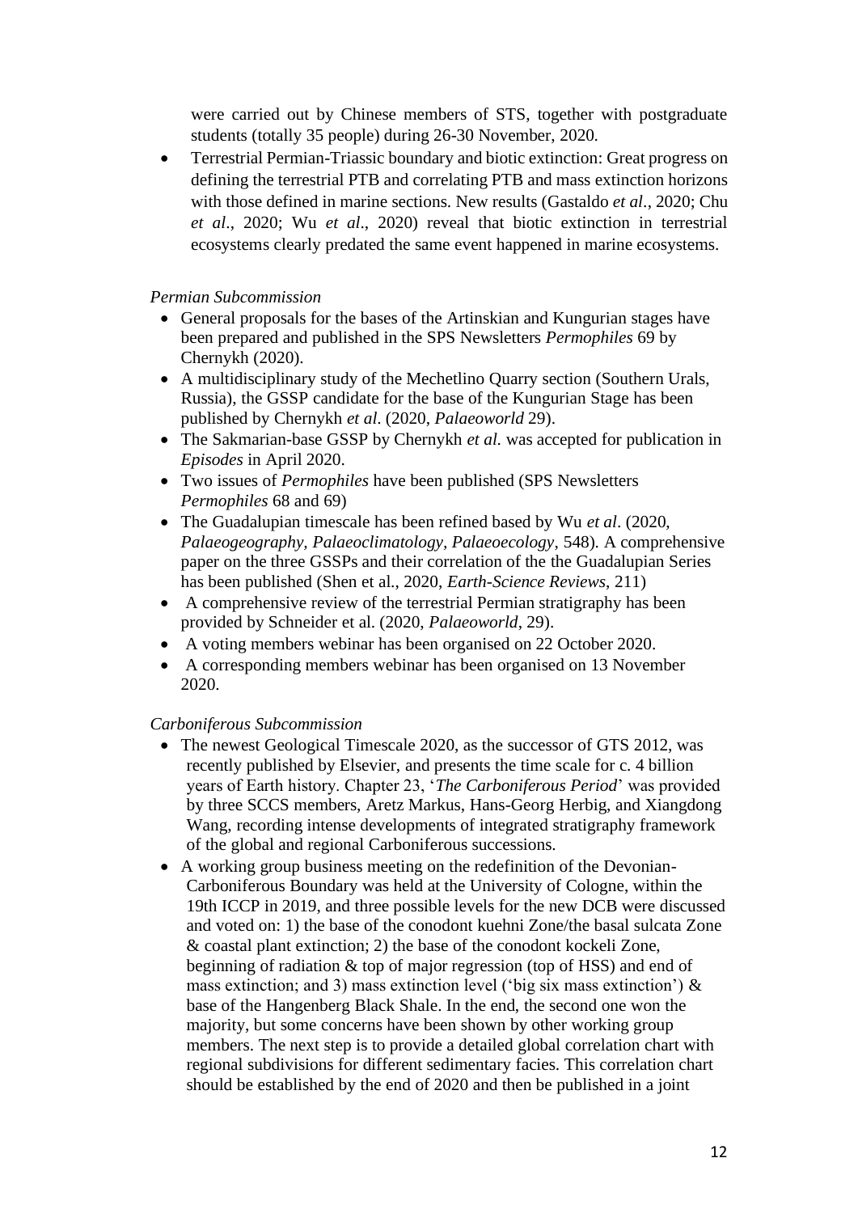were carried out by Chinese members of STS, together with postgraduate students (totally 35 people) during 26-30 November, 2020.

- Terrestrial Permian-Triassic boundary and biotic extinction: Great progress on defining the terrestrial PTB and correlating PTB and mass extinction horizons with those defined in marine sections. New results (Gastaldo *et al*., 2020; Chu *et al*., 2020; Wu *et al*., 2020) reveal that biotic extinction in terrestrial ecosystems clearly predated the same event happened in marine ecosystems.

*Permian Subcommission*

- General proposals for the bases of the Artinskian and Kungurian stages have been prepared and published in the SPS Newsletters *Permophiles* 69 by Chernykh (2020).
- A multidisciplinary study of the Mechetlino Quarry section (Southern Urals, Russia), the GSSP candidate for the base of the Kungurian Stage has been published by Chernykh *et al*. (2020, *Palaeoworld* 29).
- The Sakmarian-base GSSP by Chernykh *et al.* was accepted for publication in *Episodes* in April 2020.
- Two issues of *Permophiles* have been published (SPS Newsletters *Permophiles* 68 and 69)
- The Guadalupian timescale has been refined based by Wu *et al*. (2020, *Palaeogeography, Palaeoclimatology, Palaeoecology*, 548). A comprehensive paper on the three GSSPs and their correlation of the the Guadalupian Series has been published (Shen et al., 2020, *Earth-Science Reviews*, 211)
- A comprehensive review of the terrestrial Permian stratigraphy has been provided by Schneider et al. (2020, *Palaeoworld*, 29).
- A voting members webinar has been organised on 22 October 2020.
- A corresponding members webinar has been organised on 13 November 2020.

*Carboniferous Subcommission*

- The newest Geological Timescale 2020, as the successor of GTS 2012, was recently published by Elsevier, and presents the time scale for c. 4 billion years of Earth history. Chapter 23, '*The Carboniferous Period*' was provided by three SCCS members, Aretz Markus, Hans-Georg Herbig, and Xiangdong Wang, recording intense developments of integrated stratigraphy framework of the global and regional Carboniferous successions.
- A working group business meeting on the redefinition of the Devonian-Carboniferous Boundary was held at the University of Cologne, within the 19th ICCP in 2019, and three possible levels for the new DCB were discussed and voted on: 1) the base of the conodont kuehni Zone/the basal sulcata Zone & coastal plant extinction; 2) the base of the conodont kockeli Zone, beginning of radiation & top of major regression (top of HSS) and end of mass extinction; and 3) mass extinction level ('big six mass extinction') & base of the Hangenberg Black Shale. In the end, the second one won the majority, but some concerns have been shown by other working group members. The next step is to provide a detailed global correlation chart with regional subdivisions for different sedimentary facies. This correlation chart should be established by the end of 2020 and then be published in a joint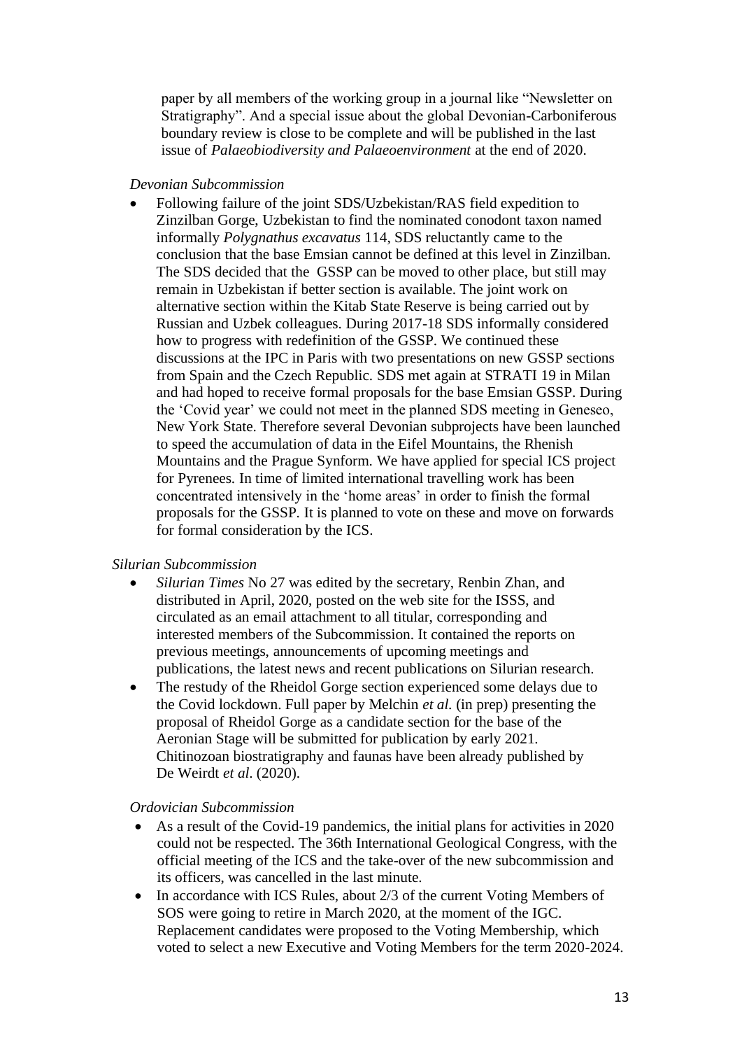paper by all members of the working group in a journal like "Newsletter on Stratigraphy". And a special issue about the global Devonian-Carboniferous boundary review is close to be complete and will be published in the last issue of *Palaeobiodiversity and Palaeoenvironment* at the end of 2020.

*Devonian Subcommission*

- Following failure of the joint SDS/Uzbekistan/RAS field expedition to Zinzilban Gorge, Uzbekistan to find the nominated conodont taxon named informally *Polygnathus excavatus* 114, SDS reluctantly came to the conclusion that the base Emsian cannot be defined at this level in Zinzilban. The SDS decided that the GSSP can be moved to other place, but still may remain in Uzbekistan if better section is available. The joint work on alternative section within the Kitab State Reserve is being carried out by Russian and Uzbek colleagues. During 2017-18 SDS informally considered how to progress with redefinition of the GSSP. We continued these discussions at the IPC in Paris with two presentations on new GSSP sections from Spain and the Czech Republic. SDS met again at STRATI 19 in Milan and had hoped to receive formal proposals for the base Emsian GSSP. During the 'Covid year' we could not meet in the planned SDS meeting in Geneseo, New York State. Therefore several Devonian subprojects have been launched to speed the accumulation of data in the Eifel Mountains, the Rhenish Mountains and the Prague Synform. We have applied for special ICS project for Pyrenees. In time of limited international travelling work has been concentrated intensively in the 'home areas' in order to finish the formal proposals for the GSSP. It is planned to vote on these and move on forwards for formal consideration by the ICS.

*Silurian Subcommission*

- *Silurian Times* No 27 was edited by the secretary, Renbin Zhan, and distributed in April, 2020, posted on the web site for the ISSS, and circulated as an email attachment to all titular, corresponding and interested members of the Subcommission. It contained the reports on previous meetings, announcements of upcoming meetings and publications, the latest news and recent publications on Silurian research.
- The restudy of the Rheidol Gorge section experienced some delays due to the Covid lockdown. Full paper by Melchin *et al.* (in prep) presenting the proposal of Rheidol Gorge as a candidate section for the base of the Aeronian Stage will be submitted for publication by early 2021. Chitinozoan biostratigraphy and faunas have been already published by De Weirdt *et al*. (2020).

*Ordovician Subcommission*

- As a result of the Covid-19 pandemics, the initial plans for activities in 2020 could not be respected. The 36th International Geological Congress, with the official meeting of the ICS and the take-over of the new subcommission and its officers, was cancelled in the last minute.
- In accordance with ICS Rules, about 2/3 of the current Voting Members of SOS were going to retire in March 2020, at the moment of the IGC. Replacement candidates were proposed to the Voting Membership, which voted to select a new Executive and Voting Members for the term 2020-2024.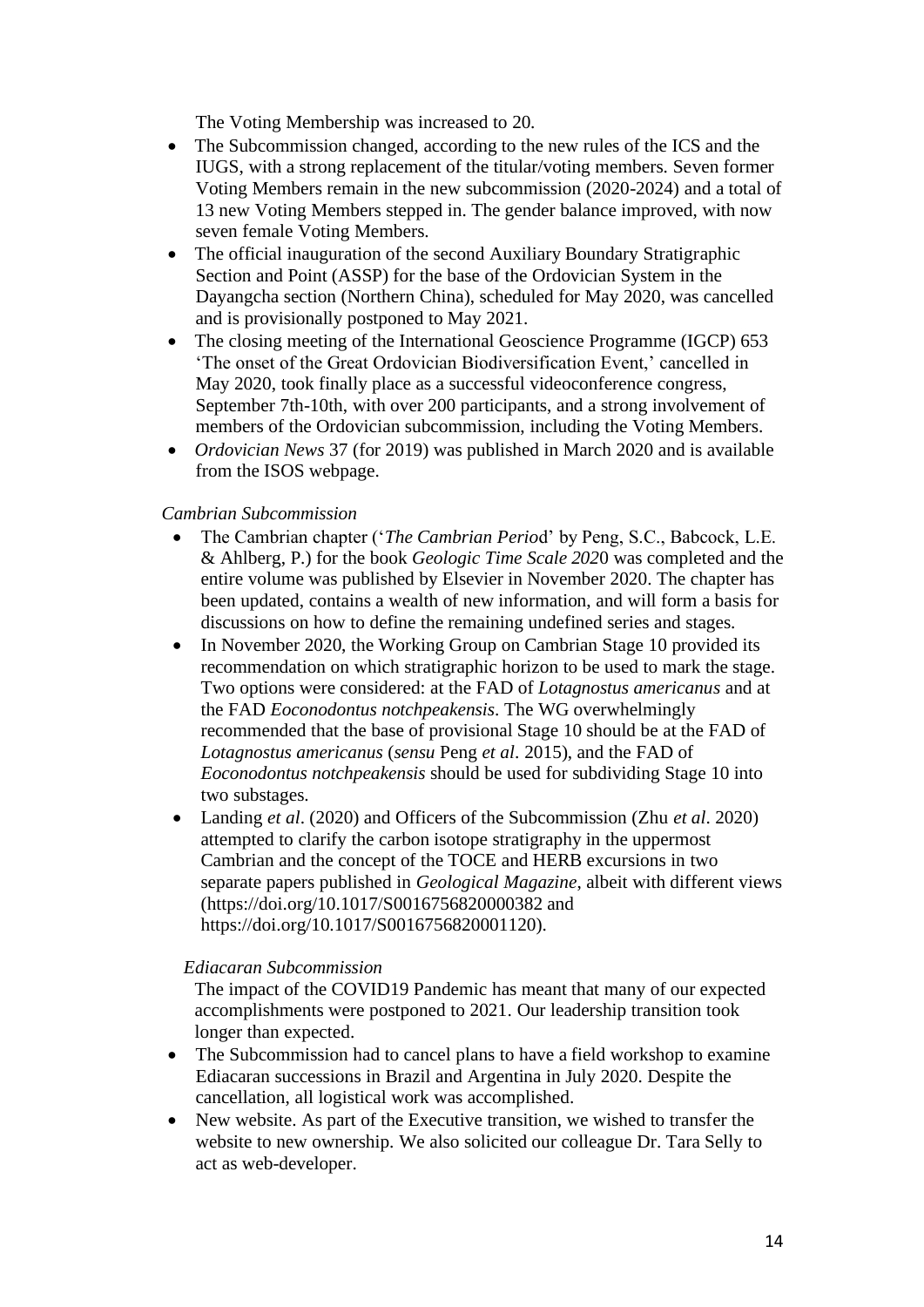The Voting Membership was increased to 20.

- The Subcommission changed, according to the new rules of the ICS and the IUGS, with a strong replacement of the titular/voting members. Seven former Voting Members remain in the new subcommission (2020-2024) and a total of 13 new Voting Members stepped in. The gender balance improved, with now seven female Voting Members.
- The official inauguration of the second Auxiliary Boundary Stratigraphic Section and Point (ASSP) for the base of the Ordovician System in the Dayangcha section (Northern China), scheduled for May 2020, was cancelled and is provisionally postponed to May 2021.
- The closing meeting of the International Geoscience Programme (IGCP) 653 'The onset of the Great Ordovician Biodiversification Event,' cancelled in May 2020, took finally place as a successful videoconference congress, September 7th-10th, with over 200 participants, and a strong involvement of members of the Ordovician subcommission, including the Voting Members.
- *Ordovician News* 37 (for 2019) was published in March 2020 and is available from the ISOS webpage.

*Cambrian Subcommission*

- The Cambrian chapter ('*The Cambrian Period*' by Peng, S.C., Babcock, L.E. & Ahlberg, P.) for the book *Geologic Time Scale 2020* was completed and the entire volume was published by Elsevier in November 2020. The chapter has been updated, contains a wealth of new information, and will form a basis for discussions on how to define the remaining undefined series and stages.
- In November 2020, the Working Group on Cambrian Stage 10 provided its recommendation on which stratigraphic horizon to be used to mark the stage. Two options were considered: at the FAD of *Lotagnostus americanus* and at the FAD *Eoconodontus notchpeakensis*. The WG overwhelmingly recommended that the base of provisional Stage 10 should be at the FAD of *Lotagnostus americanus* (*sensu* Peng *et al*. 2015), and the FAD of *Eoconodontus notchpeakensis* should be used for subdividing Stage 10 into two substages.
- Landing *et al*. (2020) and Officers of the Subcommission (Zhu *et al*. 2020) attempted to clarify the carbon isotope stratigraphy in the uppermost Cambrian and the concept of the TOCE and HERB excursions in two separate papers published in *Geological Magazine*, albeit with different views (https://doi.org/10.1017/S0016756820000382 and https://doi.org/10.1017/S0016756820001120).

*Ediacaran Subcommission*

The impact of the COVID19 Pandemic has meant that many of our expected accomplishments were postponed to 2021. Our leadership transition took longer than expected.

- The Subcommission had to cancel plans to have a field workshop to examine Ediacaran successions in Brazil and Argentina in July 2020. Despite the cancellation, all logistical work was accomplished.
- New website. As part of the Executive transition, we wished to transfer the website to new ownership. We also solicited our colleague Dr. Tara Selly to act as web-developer.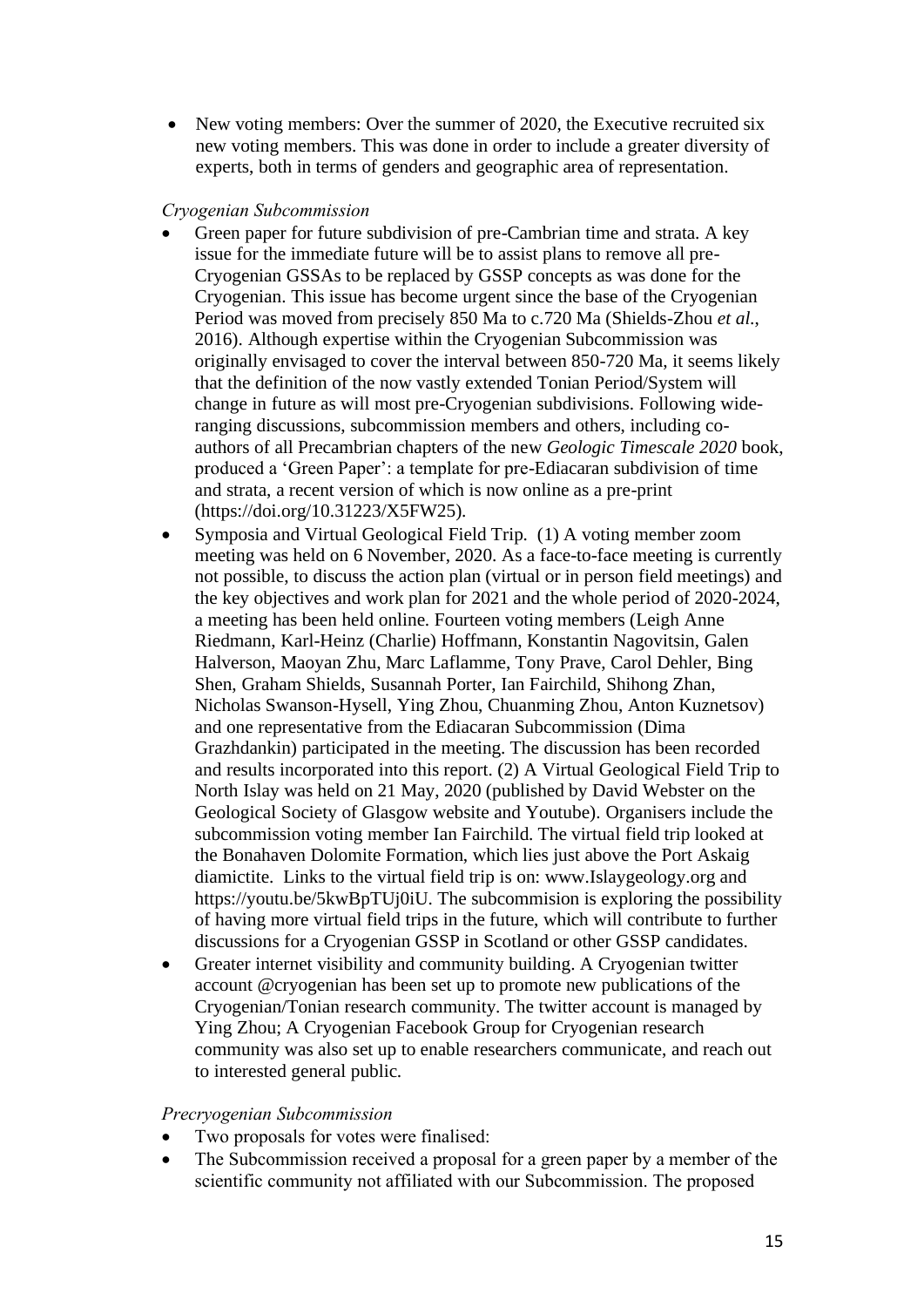- New voting members: Over the summer of 2020, the Executive recruited six new voting members. This was done in order to include a greater diversity of experts, both in terms of genders and geographic area of representation.

*Cryogenian Subcommission*

- Green paper for future subdivision of pre-Cambrian time and strata. A key issue for the immediate future will be to assist plans to remove all pre-Cryogenian GSSAs to be replaced by GSSP concepts as was done for the Cryogenian. This issue has become urgent since the base of the Cryogenian Period was moved from precisely 850 Ma to c.720 Ma (Shields-Zhou *et al.*, 2016). Although expertise within the Cryogenian Subcommission was originally envisaged to cover the interval between 850-720 Ma, it seems likely that the definition of the now vastly extended Tonian Period/System will change in future as will most pre-Cryogenian subdivisions. Following wide-ranging discussions, subcommission members and others, including co-authors of all Precambrian chapters of the new *Geologic Timescale 2020* book, produced a 'Green Paper': a template for pre-Ediacaran subdivision of time and strata, a recent version of which is now online as a pre-print (https://doi.org/10.31223/X5FW25).
- Symposia and Virtual Geological Field Trip. (1) A voting member zoom meeting was held on 6 November, 2020. As a face-to-face meeting is currently not possible, to discuss the action plan (virtual or in person field meetings) and the key objectives and work plan for 2021 and the whole period of 2020-2024, a meeting has been held online. Fourteen voting members (Leigh Anne Riedmann, Karl-Heinz (Charlie) Hoffmann, Konstantin Nagovitsin, Galen Halverson, Maoyan Zhu, Marc Laflamme, Tony Prave, Carol Dehler, Bing Shen, Graham Shields, Susannah Porter, Ian Fairchild, Shihong Zhan, Nicholas Swanson-Hysell, Ying Zhou, Chuanming Zhou, Anton Kuznetsov) and one representative from the Ediacaran Subcommission (Dima Grazhdankin) participated in the meeting. The discussion has been recorded and results incorporated into this report. (2) A Virtual Geological Field Trip to North Islay was held on 21 May, 2020 (published by David Webster on the Geological Society of Glasgow website and Youtube). Organisers include the subcommission voting member Ian Fairchild. The virtual field trip looked at the Bonahaven Dolomite Formation, which lies just above the Port Askaig diamictite. Links to the virtual field trip is on: www.Islaygeology.org and https://youtu.be/5kwBpTUj0iU. The subcommision is exploring the possibility of having more virtual field trips in the future, which will contribute to further discussions for a Cryogenian GSSP in Scotland or other GSSP candidates.
- Greater internet visibility and community building. A Cryogenian twitter account @cryogenian has been set up to promote new publications of the Cryogenian/Tonian research community. The twitter account is managed by Ying Zhou; A Cryogenian Facebook Group for Cryogenian research community was also set up to enable researchers communicate, and reach out to interested general public.

*Precryogenian Subcommission*

- Two proposals for votes were finalised:
- The Subcommission received a proposal for a green paper by a member of the scientific community not affiliated with our Subcommission. The proposed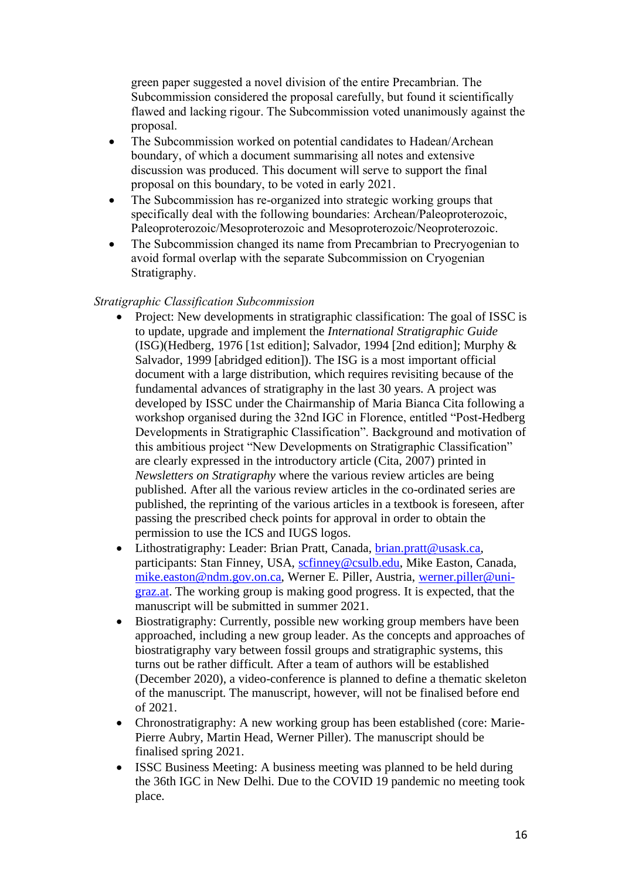green paper suggested a novel division of the entire Precambrian. The Subcommission considered the proposal carefully, but found it scientifically flawed and lacking rigour. The Subcommission voted unanimously against the proposal.

- The Subcommission worked on potential candidates to Hadean/Archean boundary, of which a document summarising all notes and extensive discussion was produced. This document will serve to support the final proposal on this boundary, to be voted in early 2021.
- The Subcommission has re-organized into strategic working groups that specifically deal with the following boundaries: Archean/Paleoproterozoic, Paleoproterozoic/Mesoproterozoic and Mesoproterozoic/Neoproterozoic.
- The Subcommission changed its name from Precambrian to Precryogenian to avoid formal overlap with the separate Subcommission on Cryogenian Stratigraphy.

*Stratigraphic Classification Subcommission*

- Project: New developments in stratigraphic classification: The goal of ISSC is to update, upgrade and implement the *International Stratigraphic Guide* (ISG)(Hedberg, 1976 [1st edition]; Salvador, 1994 [2nd edition]; Murphy & Salvador, 1999 [abridged edition]). The ISG is a most important official document with a large distribution, which requires revisiting because of the fundamental advances of stratigraphy in the last 30 years. A project was developed by ISSC under the Chairmanship of Maria Bianca Cita following a workshop organised during the 32nd IGC in Florence, entitled "Post-Hedberg Developments in Stratigraphic Classification". Background and motivation of this ambitious project "New Developments on Stratigraphic Classification" are clearly expressed in the introductory article (Cita, 2007) printed in *Newsletters on Stratigraphy* where the various review articles are being published. After all the various review articles in the co-ordinated series are published, the reprinting of the various articles in a textbook is foreseen, after passing the prescribed check points for approval in order to obtain the permission to use the ICS and IUGS logos.
- Lithostratigraphy: Leader: Brian Pratt, Canada, brian.pratt@usask.ca, participants: Stan Finney, USA, scfinney@csulb.edu, Mike Easton, Canada, mike.easton@ndm.gov.on.ca, Werner E. Piller, Austria, werner.piller@uni-graz.at. The working group is making good progress. It is expected, that the manuscript will be submitted in summer 2021.
- Biostratigraphy: Currently, possible new working group members have been approached, including a new group leader. As the concepts and approaches of biostratigraphy vary between fossil groups and stratigraphic systems, this turns out be rather difficult. After a team of authors will be established (December 2020), a video-conference is planned to define a thematic skeleton of the manuscript. The manuscript, however, will not be finalised before end of 2021.
- Chronostratigraphy: A new working group has been established (core: Marie-Pierre Aubry, Martin Head, Werner Piller). The manuscript should be finalised spring 2021.
- ISSC Business Meeting: A business meeting was planned to be held during the 36th IGC in New Delhi. Due to the COVID 19 pandemic no meeting took place.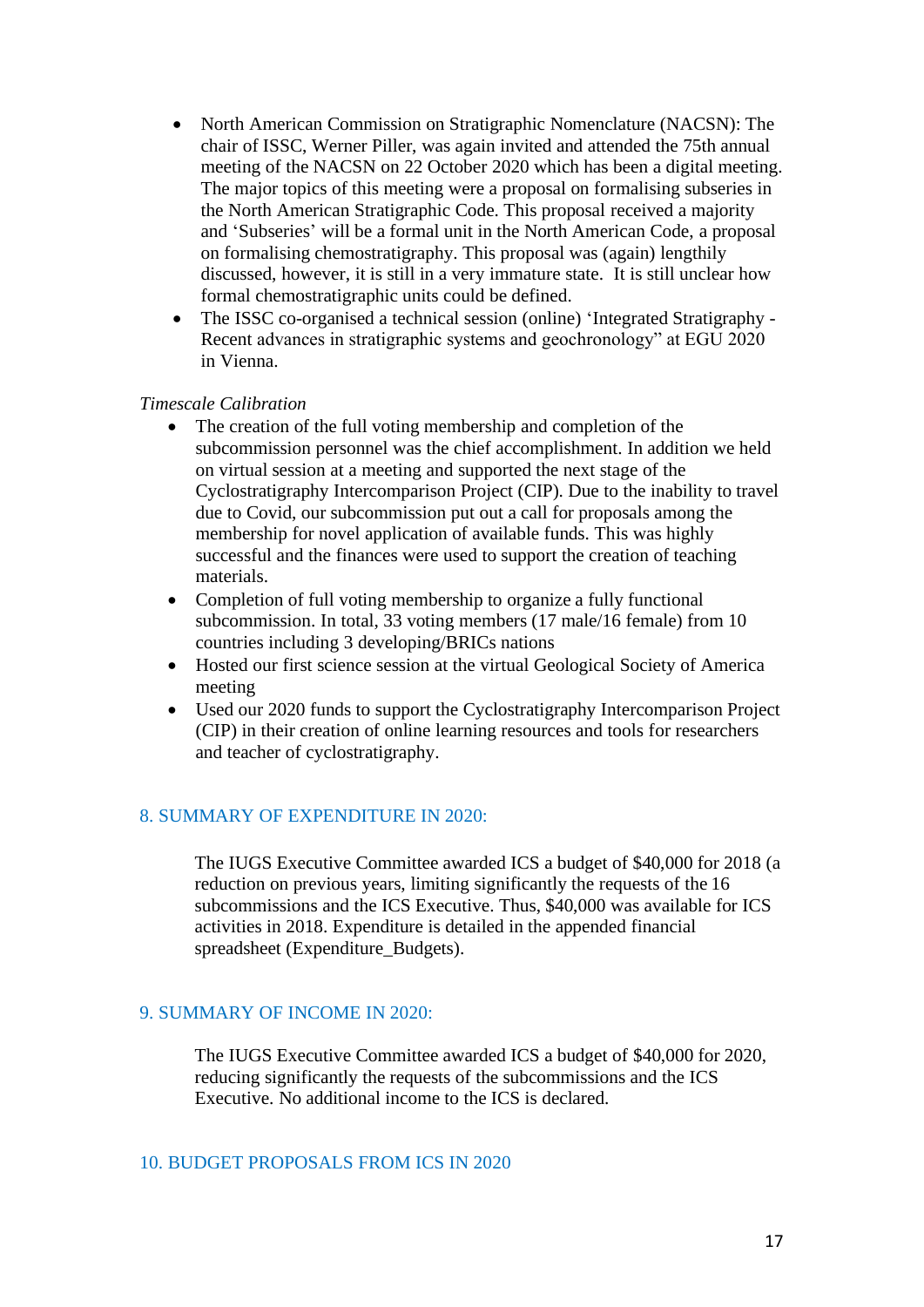- North American Commission on Stratigraphic Nomenclature (NACSN): The chair of ISSC, Werner Piller, was again invited and attended the 75th annual meeting of the NACSN on 22 October 2020 which has been a digital meeting. The major topics of this meeting were a proposal on formalising subseries in the North American Stratigraphic Code. This proposal received a majority and 'Subseries' will be a formal unit in the North American Code, a proposal on formalising chemostratigraphy. This proposal was (again) lengthily discussed, however, it is still in a very immature state. It is still unclear how formal chemostratigraphic units could be defined.
- The ISSC co-organised a technical session (online) 'Integrated Stratigraphy - Recent advances in stratigraphic systems and geochronology" at EGU 2020 in Vienna.

*Timescale Calibration*

- The creation of the full voting membership and completion of the subcommission personnel was the chief accomplishment. In addition we held on virtual session at a meeting and supported the next stage of the Cyclostratigraphy Intercomparison Project (CIP). Due to the inability to travel due to Covid, our subcommission put out a call for proposals among the membership for novel application of available funds. This was highly successful and the finances were used to support the creation of teaching materials.
- Completion of full voting membership to organize a fully functional subcommission. In total, 33 voting members (17 male/16 female) from 10 countries including 3 developing/BRICs nations
- Hosted our first science session at the virtual Geological Society of America meeting
- Used our 2020 funds to support the Cyclostratigraphy Intercomparison Project (CIP) in their creation of online learning resources and tools for researchers and teacher of cyclostratigraphy.

## 8. SUMMARY OF EXPENDITURE IN 2020:

The IUGS Executive Committee awarded ICS a budget of $40,000 for 2018 (a reduction on previous years, limiting significantly the requests of the 16 subcommissions and the ICS Executive. Thus, $40,000 was available for ICS activities in 2018. Expenditure is detailed in the appended financial spreadsheet (Expenditure_Budgets).

## 9. SUMMARY OF INCOME IN 2020:

The IUGS Executive Committee awarded ICS a budget of $40,000 for 2020, reducing significantly the requests of the subcommissions and the ICS Executive. No additional income to the ICS is declared.

## 10. BUDGET PROPOSALS FROM ICS IN 2020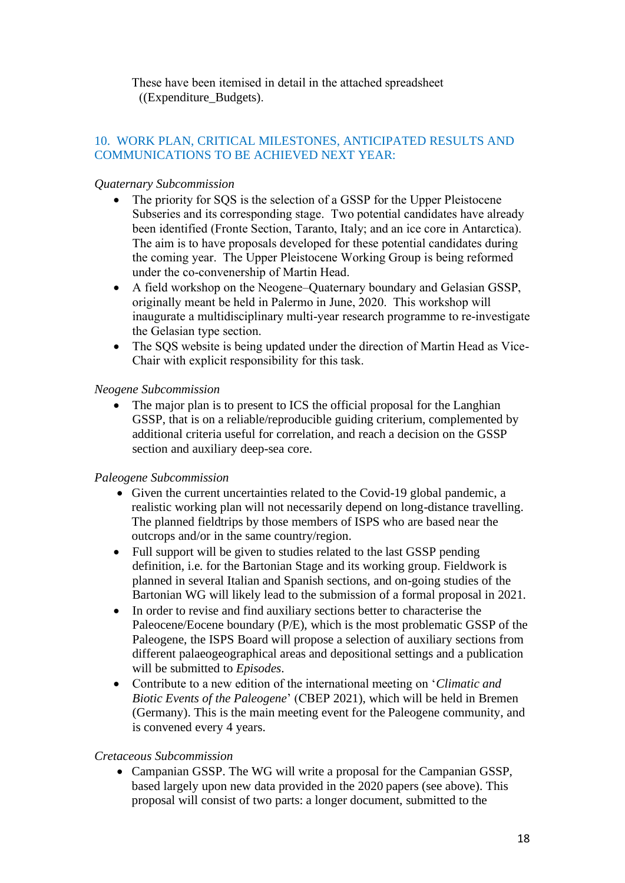These have been itemised in detail in the attached spreadsheet ((Expenditure_Budgets).

## 10. WORK PLAN, CRITICAL MILESTONES, ANTICIPATED RESULTS AND COMMUNICATIONS TO BE ACHIEVED NEXT YEAR:

*Quaternary Subcommission*

- The priority for SQS is the selection of a GSSP for the Upper Pleistocene Subseries and its corresponding stage. Two potential candidates have already been identified (Fronte Section, Taranto, Italy; and an ice core in Antarctica). The aim is to have proposals developed for these potential candidates during the coming year. The Upper Pleistocene Working Group is being reformed under the co-convenership of Martin Head.
- A field workshop on the Neogene–Quaternary boundary and Gelasian GSSP, originally meant be held in Palermo in June, 2020. This workshop will inaugurate a multidisciplinary multi-year research programme to re-investigate the Gelasian type section.
- The SQS website is being updated under the direction of Martin Head as Vice-Chair with explicit responsibility for this task.

*Neogene Subcommission*

- The major plan is to present to ICS the official proposal for the Langhian GSSP, that is on a reliable/reproducible guiding criterium, complemented by additional criteria useful for correlation, and reach a decision on the GSSP section and auxiliary deep-sea core.

*Paleogene Subcommission*

- Given the current uncertainties related to the Covid-19 global pandemic, a realistic working plan will not necessarily depend on long-distance travelling. The planned fieldtrips by those members of ISPS who are based near the outcrops and/or in the same country/region.
- Full support will be given to studies related to the last GSSP pending definition, i.e. for the Bartonian Stage and its working group. Fieldwork is planned in several Italian and Spanish sections, and on-going studies of the Bartonian WG will likely lead to the submission of a formal proposal in 2021.
- In order to revise and find auxiliary sections better to characterise the Paleocene/Eocene boundary (P/E), which is the most problematic GSSP of the Paleogene, the ISPS Board will propose a selection of auxiliary sections from different palaeogeographical areas and depositional settings and a publication will be submitted to *Episodes*.
- Contribute to a new edition of the international meeting on '*Climatic and Biotic Events of the Paleogene*' (CBEP 2021), which will be held in Bremen (Germany). This is the main meeting event for the Paleogene community, and is convened every 4 years.

*Cretaceous Subcommission*

- Campanian GSSP. The WG will write a proposal for the Campanian GSSP, based largely upon new data provided in the 2020 papers (see above). This proposal will consist of two parts: a longer document, submitted to the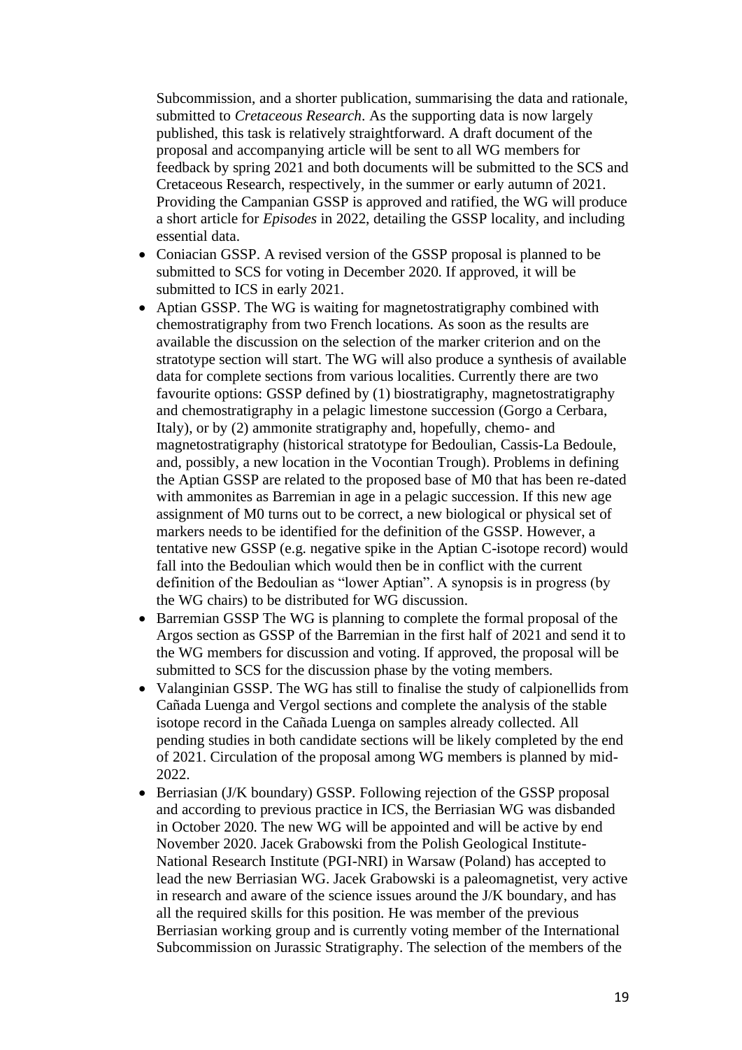Subcommission, and a shorter publication, summarising the data and rationale, submitted to *Cretaceous Research*. As the supporting data is now largely published, this task is relatively straightforward. A draft document of the proposal and accompanying article will be sent to all WG members for feedback by spring 2021 and both documents will be submitted to the SCS and Cretaceous Research, respectively, in the summer or early autumn of 2021. Providing the Campanian GSSP is approved and ratified, the WG will produce a short article for *Episodes* in 2022, detailing the GSSP locality, and including essential data.

- Coniacian GSSP. A revised version of the GSSP proposal is planned to be submitted to SCS for voting in December 2020. If approved, it will be submitted to ICS in early 2021.
- Aptian GSSP. The WG is waiting for magnetostratigraphy combined with chemostratigraphy from two French locations. As soon as the results are available the discussion on the selection of the marker criterion and on the stratotype section will start. The WG will also produce a synthesis of available data for complete sections from various localities. Currently there are two favourite options: GSSP defined by (1) biostratigraphy, magnetostratigraphy and chemostratigraphy in a pelagic limestone succession (Gorgo a Cerbara, Italy), or by (2) ammonite stratigraphy and, hopefully, chemo- and magnetostratigraphy (historical stratotype for Bedoulian, Cassis-La Bedoule, and, possibly, a new location in the Vocontian Trough). Problems in defining the Aptian GSSP are related to the proposed base of M0 that has been re-dated with ammonites as Barremian in age in a pelagic succession. If this new age assignment of M0 turns out to be correct, a new biological or physical set of markers needs to be identified for the definition of the GSSP. However, a tentative new GSSP (e.g. negative spike in the Aptian C-isotope record) would fall into the Bedoulian which would then be in conflict with the current definition of the Bedoulian as "lower Aptian". A synopsis is in progress (by the WG chairs) to be distributed for WG discussion.
- Barremian GSSP The WG is planning to complete the formal proposal of the Argos section as GSSP of the Barremian in the first half of 2021 and send it to the WG members for discussion and voting. If approved, the proposal will be submitted to SCS for the discussion phase by the voting members.
- Valanginian GSSP. The WG has still to finalise the study of calpionellids from Cañada Luenga and Vergol sections and complete the analysis of the stable isotope record in the Cañada Luenga on samples already collected. All pending studies in both candidate sections will be likely completed by the end of 2021. Circulation of the proposal among WG members is planned by mid-2022.
- Berriasian (J/K boundary) GSSP. Following rejection of the GSSP proposal and according to previous practice in ICS, the Berriasian WG was disbanded in October 2020. The new WG will be appointed and will be active by end November 2020. Jacek Grabowski from the Polish Geological Institute-National Research Institute (PGI-NRI) in Warsaw (Poland) has accepted to lead the new Berriasian WG. Jacek Grabowski is a paleomagnetist, very active in research and aware of the science issues around the J/K boundary, and has all the required skills for this position. He was member of the previous Berriasian working group and is currently voting member of the International Subcommission on Jurassic Stratigraphy. The selection of the members of the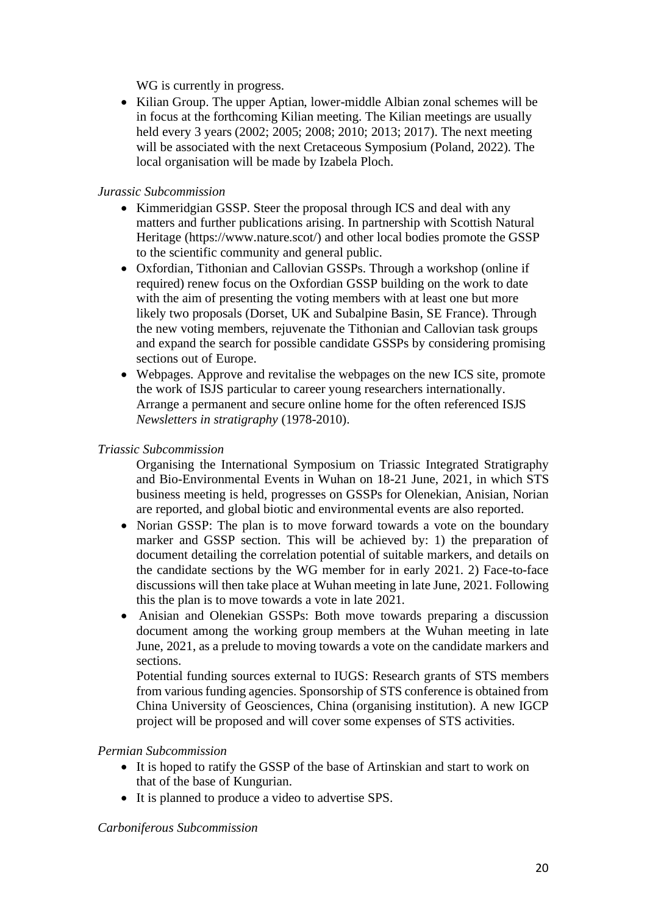WG is currently in progress.

- Kilian Group. The upper Aptian, lower-middle Albian zonal schemes will be in focus at the forthcoming Kilian meeting. The Kilian meetings are usually held every 3 years (2002; 2005; 2008; 2010; 2013; 2017). The next meeting will be associated with the next Cretaceous Symposium (Poland, 2022). The local organisation will be made by Izabela Ploch.

*Jurassic Subcommission*

- Kimmeridgian GSSP. Steer the proposal through ICS and deal with any matters and further publications arising. In partnership with Scottish Natural Heritage (https://www.nature.scot/) and other local bodies promote the GSSP to the scientific community and general public.
- Oxfordian, Tithonian and Callovian GSSPs. Through a workshop (online if required) renew focus on the Oxfordian GSSP building on the work to date with the aim of presenting the voting members with at least one but more likely two proposals (Dorset, UK and Subalpine Basin, SE France). Through the new voting members, rejuvenate the Tithonian and Callovian task groups and expand the search for possible candidate GSSPs by considering promising sections out of Europe.
- Webpages. Approve and revitalise the webpages on the new ICS site, promote the work of ISJS particular to career young researchers internationally. Arrange a permanent and secure online home for the often referenced ISJS *Newsletters in stratigraphy* (1978-2010).

*Triassic Subcommission*

Organising the International Symposium on Triassic Integrated Stratigraphy and Bio-Environmental Events in Wuhan on 18-21 June, 2021, in which STS business meeting is held, progresses on GSSPs for Olenekian, Anisian, Norian are reported, and global biotic and environmental events are also reported.

- Norian GSSP: The plan is to move forward towards a vote on the boundary marker and GSSP section. This will be achieved by: 1) the preparation of document detailing the correlation potential of suitable markers, and details on the candidate sections by the WG member for in early 2021. 2) Face-to-face discussions will then take place at Wuhan meeting in late June, 2021. Following this the plan is to move towards a vote in late 2021.
- Anisian and Olenekian GSSPs: Both move towards preparing a discussion document among the working group members at the Wuhan meeting in late June, 2021, as a prelude to moving towards a vote on the candidate markers and sections.

Potential funding sources external to IUGS: Research grants of STS members from various funding agencies. Sponsorship of STS conference is obtained from China University of Geosciences, China (organising institution). A new IGCP project will be proposed and will cover some expenses of STS activities.

*Permian Subcommission*

- It is hoped to ratify the GSSP of the base of Artinskian and start to work on that of the base of Kungurian.
- It is planned to produce a video to advertise SPS.

*Carboniferous Subcommission*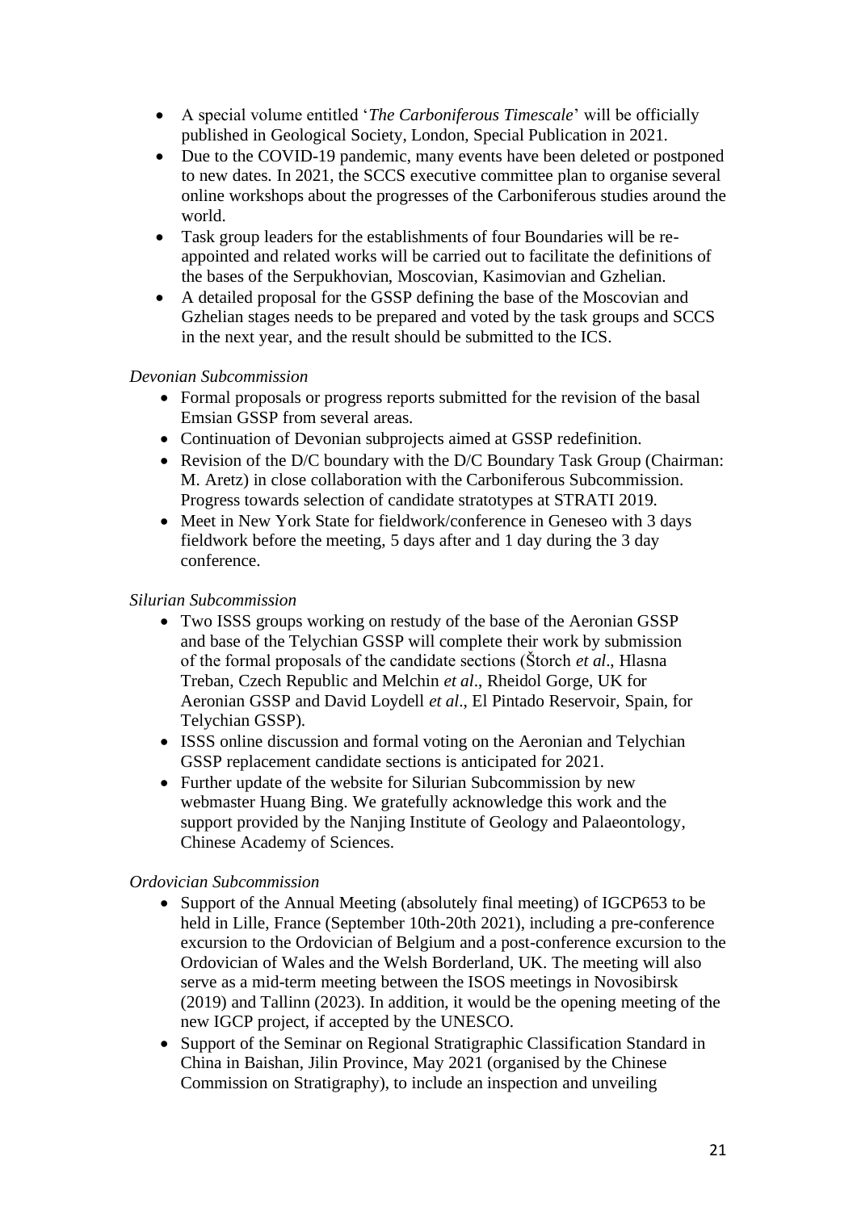- A special volume entitled '*The Carboniferous Timescale*' will be officially published in Geological Society, London, Special Publication in 2021.
- Due to the COVID-19 pandemic, many events have been deleted or postponed to new dates. In 2021, the SCCS executive committee plan to organise several online workshops about the progresses of the Carboniferous studies around the world.
- Task group leaders for the establishments of four Boundaries will be re-appointed and related works will be carried out to facilitate the definitions of the bases of the Serpukhovian, Moscovian, Kasimovian and Gzhelian.
- A detailed proposal for the GSSP defining the base of the Moscovian and Gzhelian stages needs to be prepared and voted by the task groups and SCCS in the next year, and the result should be submitted to the ICS.

*Devonian Subcommission*

- Formal proposals or progress reports submitted for the revision of the basal Emsian GSSP from several areas.
- Continuation of Devonian subprojects aimed at GSSP redefinition.
- Revision of the D/C boundary with the D/C Boundary Task Group (Chairman: M. Aretz) in close collaboration with the Carboniferous Subcommission. Progress towards selection of candidate stratotypes at STRATI 2019.
- Meet in New York State for fieldwork/conference in Geneseo with 3 days fieldwork before the meeting, 5 days after and 1 day during the 3 day conference.

*Silurian Subcommission*

- Two ISSS groups working on restudy of the base of the Aeronian GSSP and base of the Telychian GSSP will complete their work by submission of the formal proposals of the candidate sections (Štorch *et al*., Hlasna Treban, Czech Republic and Melchin *et al*., Rheidol Gorge, UK for Aeronian GSSP and David Loydell *et al*., El Pintado Reservoir, Spain, for Telychian GSSP).
- ISSS online discussion and formal voting on the Aeronian and Telychian GSSP replacement candidate sections is anticipated for 2021.
- Further update of the website for Silurian Subcommission by new webmaster Huang Bing. We gratefully acknowledge this work and the support provided by the Nanjing Institute of Geology and Palaeontology, Chinese Academy of Sciences.

*Ordovician Subcommission*

- Support of the Annual Meeting (absolutely final meeting) of IGCP653 to be held in Lille, France (September 10th-20th 2021), including a pre-conference excursion to the Ordovician of Belgium and a post-conference excursion to the Ordovician of Wales and the Welsh Borderland, UK. The meeting will also serve as a mid-term meeting between the ISOS meetings in Novosibirsk (2019) and Tallinn (2023). In addition, it would be the opening meeting of the new IGCP project, if accepted by the UNESCO.
- Support of the Seminar on Regional Stratigraphic Classification Standard in China in Baishan, Jilin Province, May 2021 (organised by the Chinese Commission on Stratigraphy), to include an inspection and unveiling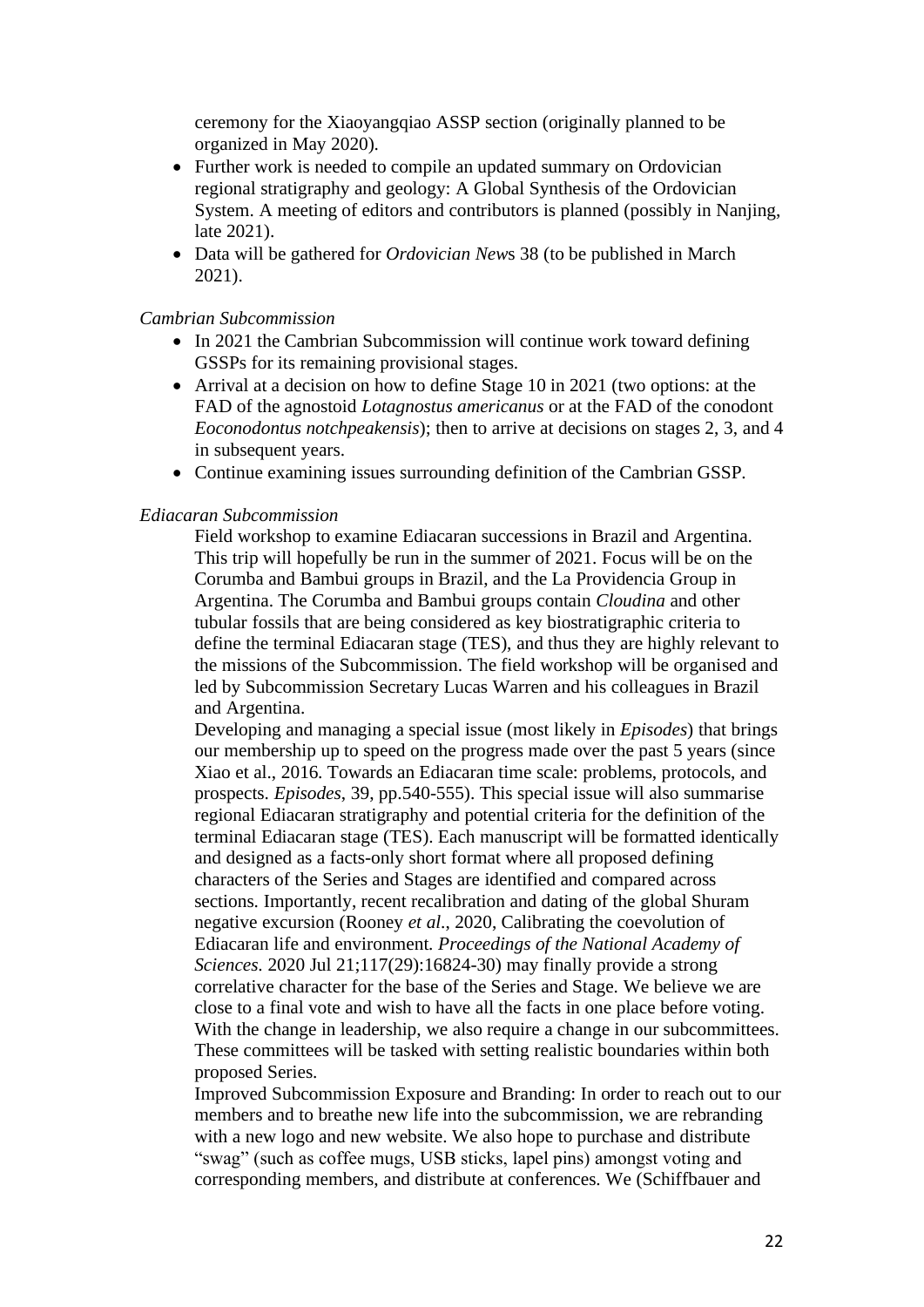ceremony for the Xiaoyangqiao ASSP section (originally planned to be organized in May 2020).

- Further work is needed to compile an updated summary on Ordovician regional stratigraphy and geology: A Global Synthesis of the Ordovician System. A meeting of editors and contributors is planned (possibly in Nanjing, late 2021).
- Data will be gathered for *Ordovician News* 38 (to be published in March 2021).

*Cambrian Subcommission*

- In 2021 the Cambrian Subcommission will continue work toward defining GSSPs for its remaining provisional stages.
- Arrival at a decision on how to define Stage 10 in 2021 (two options: at the FAD of the agnostoid *Lotagnostus americanus* or at the FAD of the conodont *Eoconodontus notchpeakensis*); then to arrive at decisions on stages 2, 3, and 4 in subsequent years.
- Continue examining issues surrounding definition of the Cambrian GSSP.

*Ediacaran Subcommission*

Field workshop to examine Ediacaran successions in Brazil and Argentina. This trip will hopefully be run in the summer of 2021. Focus will be on the Corumba and Bambui groups in Brazil, and the La Providencia Group in Argentina. The Corumba and Bambui groups contain *Cloudina* and other tubular fossils that are being considered as key biostratigraphic criteria to define the terminal Ediacaran stage (TES), and thus they are highly relevant to the missions of the Subcommission. The field workshop will be organised and led by Subcommission Secretary Lucas Warren and his colleagues in Brazil and Argentina.

Developing and managing a special issue (most likely in *Episodes*) that brings our membership up to speed on the progress made over the past 5 years (since Xiao et al., 2016. Towards an Ediacaran time scale: problems, protocols, and prospects. *Episodes*, 39, pp.540-555). This special issue will also summarise regional Ediacaran stratigraphy and potential criteria for the definition of the terminal Ediacaran stage (TES). Each manuscript will be formatted identically and designed as a facts-only short format where all proposed defining characters of the Series and Stages are identified and compared across sections. Importantly, recent recalibration and dating of the global Shuram negative excursion (Rooney *et al*., 2020, Calibrating the coevolution of Ediacaran life and environment. *Proceedings of the National Academy of Sciences*. 2020 Jul 21;117(29):16824-30) may finally provide a strong correlative character for the base of the Series and Stage. We believe we are close to a final vote and wish to have all the facts in one place before voting. With the change in leadership, we also require a change in our subcommittees. These committees will be tasked with setting realistic boundaries within both proposed Series.

Improved Subcommission Exposure and Branding: In order to reach out to our members and to breathe new life into the subcommission, we are rebranding with a new logo and new website. We also hope to purchase and distribute "swag" (such as coffee mugs, USB sticks, lapel pins) amongst voting and corresponding members, and distribute at conferences. We (Schiffbauer and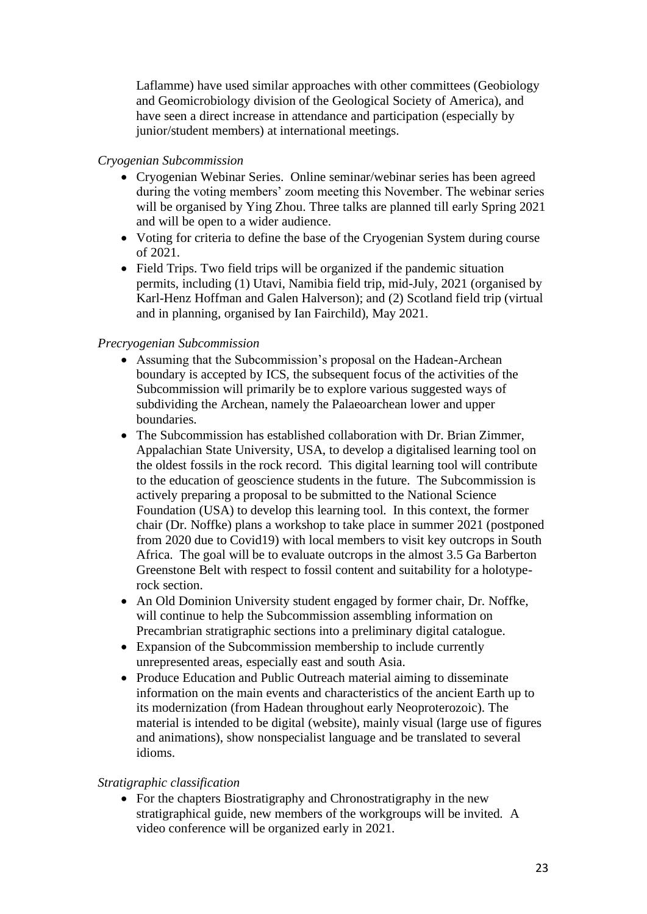Laflamme) have used similar approaches with other committees (Geobiology and Geomicrobiology division of the Geological Society of America), and have seen a direct increase in attendance and participation (especially by junior/student members) at international meetings.

*Cryogenian Subcommission*

- Cryogenian Webinar Series. Online seminar/webinar series has been agreed during the voting members' zoom meeting this November. The webinar series will be organised by Ying Zhou. Three talks are planned till early Spring 2021 and will be open to a wider audience.
- Voting for criteria to define the base of the Cryogenian System during course of 2021.
- Field Trips. Two field trips will be organized if the pandemic situation permits, including (1) Utavi, Namibia field trip, mid-July, 2021 (organised by Karl-Henz Hoffman and Galen Halverson); and (2) Scotland field trip (virtual and in planning, organised by Ian Fairchild), May 2021.

*Precryogenian Subcommission*

- Assuming that the Subcommission's proposal on the Hadean-Archean boundary is accepted by ICS, the subsequent focus of the activities of the Subcommission will primarily be to explore various suggested ways of subdividing the Archean, namely the Palaeoarchean lower and upper boundaries.
- The Subcommission has established collaboration with Dr. Brian Zimmer, Appalachian State University, USA, to develop a digitalised learning tool on the oldest fossils in the rock record. This digital learning tool will contribute to the education of geoscience students in the future. The Subcommission is actively preparing a proposal to be submitted to the National Science Foundation (USA) to develop this learning tool. In this context, the former chair (Dr. Noffke) plans a workshop to take place in summer 2021 (postponed from 2020 due to Covid19) with local members to visit key outcrops in South Africa. The goal will be to evaluate outcrops in the almost 3.5 Ga Barberton Greenstone Belt with respect to fossil content and suitability for a holotype-rock section.
- An Old Dominion University student engaged by former chair, Dr. Noffke, will continue to help the Subcommission assembling information on Precambrian stratigraphic sections into a preliminary digital catalogue.
- Expansion of the Subcommission membership to include currently unrepresented areas, especially east and south Asia.
- Produce Education and Public Outreach material aiming to disseminate information on the main events and characteristics of the ancient Earth up to its modernization (from Hadean throughout early Neoproterozoic). The material is intended to be digital (website), mainly visual (large use of figures and animations), show nonspecialist language and be translated to several idioms.

*Stratigraphic classification*

- For the chapters Biostratigraphy and Chronostratigraphy in the new stratigraphical guide, new members of the workgroups will be invited. A video conference will be organized early in 2021.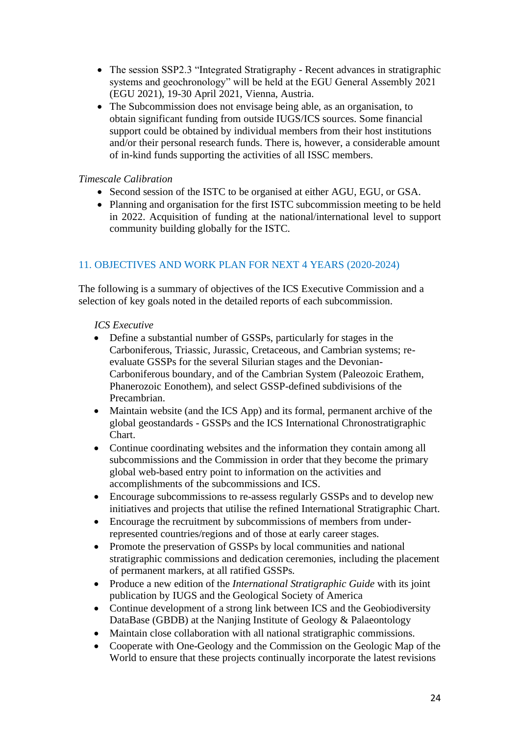- The session SSP2.3 “Integrated Stratigraphy - Recent advances in stratigraphic systems and geochronology” will be held at the EGU General Assembly 2021 (EGU 2021), 19-30 April 2021, Vienna, Austria.
- The Subcommission does not envisage being able, as an organisation, to obtain significant funding from outside IUGS/ICS sources. Some financial support could be obtained by individual members from their host institutions and/or their personal research funds. There is, however, a considerable amount of in-kind funds supporting the activities of all ISSC members.

*Timescale Calibration*

- Second session of the ISTC to be organised at either AGU, EGU, or GSA.
- Planning and organisation for the first ISTC subcommission meeting to be held in 2022. Acquisition of funding at the national/international level to support community building globally for the ISTC.

## 11. OBJECTIVES AND WORK PLAN FOR NEXT 4 YEARS (2020-2024)

The following is a summary of objectives of the ICS Executive Commission and a selection of key goals noted in the detailed reports of each subcommission.

*ICS Executive*

- Define a substantial number of GSSPs, particularly for stages in the Carboniferous, Triassic, Jurassic, Cretaceous, and Cambrian systems; re-evaluate GSSPs for the several Silurian stages and the Devonian-Carboniferous boundary, and of the Cambrian System (Paleozoic Erathem, Phanerozoic Eonothem), and select GSSP-defined subdivisions of the Precambrian.
- Maintain website (and the ICS App) and its formal, permanent archive of the global geostandards - GSSPs and the ICS International Chronostratigraphic Chart.
- Continue coordinating websites and the information they contain among all subcommissions and the Commission in order that they become the primary global web-based entry point to information on the activities and accomplishments of the subcommissions and ICS.
- Encourage subcommissions to re-assess regularly GSSPs and to develop new initiatives and projects that utilise the refined International Stratigraphic Chart.
- Encourage the recruitment by subcommissions of members from under-represented countries/regions and of those at early career stages.
- Promote the preservation of GSSPs by local communities and national stratigraphic commissions and dedication ceremonies, including the placement of permanent markers, at all ratified GSSPs.
- Produce a new edition of the *International Stratigraphic Guide* with its joint publication by IUGS and the Geological Society of America
- Continue development of a strong link between ICS and the Geobiodiversity DataBase (GBDB) at the Nanjing Institute of Geology & Palaeontology
- Maintain close collaboration with all national stratigraphic commissions.
- Cooperate with One-Geology and the Commission on the Geologic Map of the World to ensure that these projects continually incorporate the latest revisions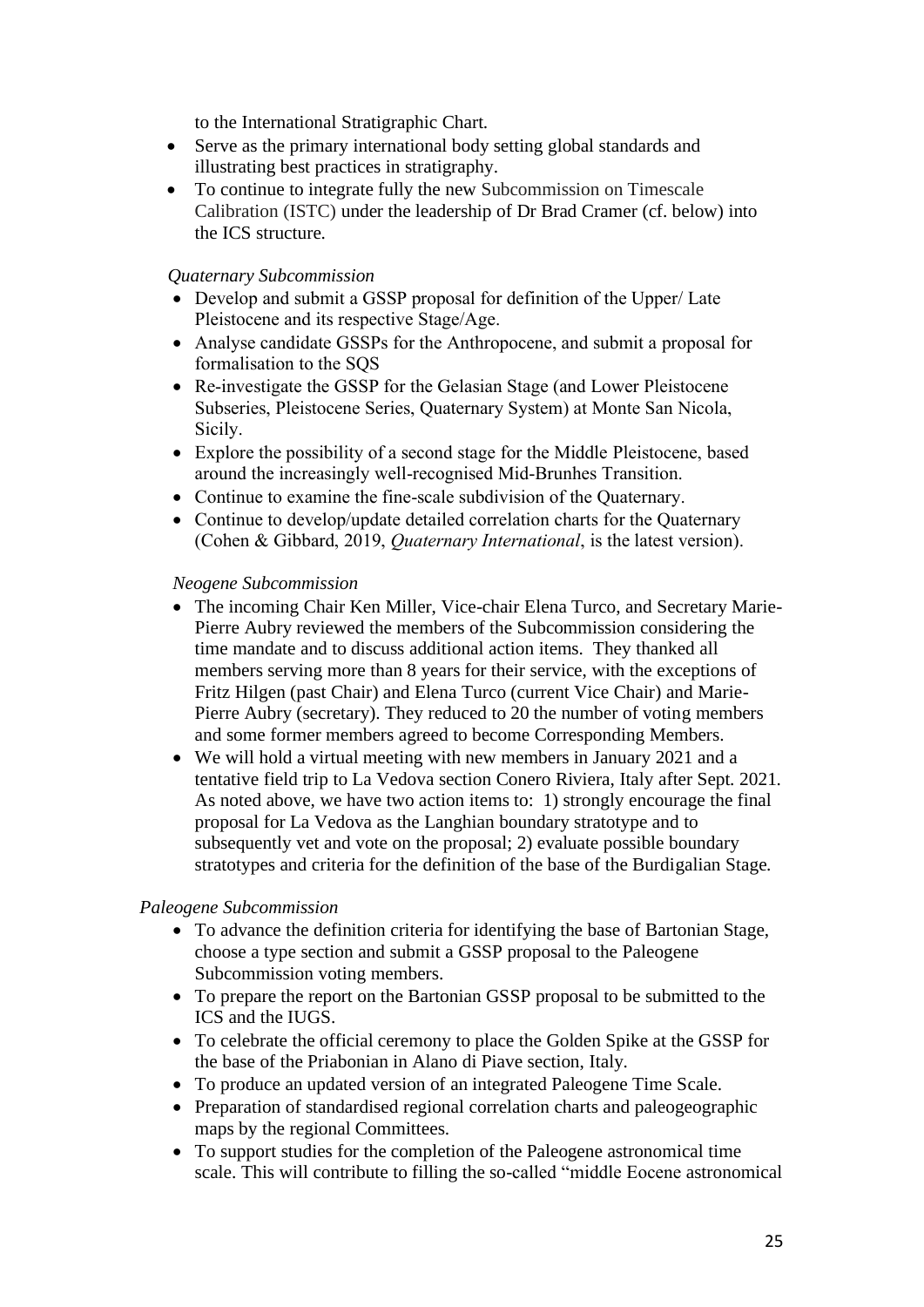to the International Stratigraphic Chart.

- Serve as the primary international body setting global standards and illustrating best practices in stratigraphy.
- To continue to integrate fully the new Subcommission on Timescale Calibration (ISTC) under the leadership of Dr Brad Cramer (cf. below) into the ICS structure.

*Quaternary Subcommission*

- Develop and submit a GSSP proposal for definition of the Upper/ Late Pleistocene and its respective Stage/Age.
- Analyse candidate GSSPs for the Anthropocene, and submit a proposal for formalisation to the SQS
- Re-investigate the GSSP for the Gelasian Stage (and Lower Pleistocene Subseries, Pleistocene Series, Quaternary System) at Monte San Nicola, Sicily.
- Explore the possibility of a second stage for the Middle Pleistocene, based around the increasingly well-recognised Mid-Brunhes Transition.
- Continue to examine the fine-scale subdivision of the Quaternary.
- Continue to develop/update detailed correlation charts for the Quaternary (Cohen & Gibbard, 2019, *Quaternary International*, is the latest version).

*Neogene Subcommission*

- The incoming Chair Ken Miller, Vice-chair Elena Turco, and Secretary Marie-Pierre Aubry reviewed the members of the Subcommission considering the time mandate and to discuss additional action items. They thanked all members serving more than 8 years for their service, with the exceptions of Fritz Hilgen (past Chair) and Elena Turco (current Vice Chair) and Marie-Pierre Aubry (secretary). They reduced to 20 the number of voting members and some former members agreed to become Corresponding Members.
- We will hold a virtual meeting with new members in January 2021 and a tentative field trip to La Vedova section Conero Riviera, Italy after Sept. 2021. As noted above, we have two action items to: 1) strongly encourage the final proposal for La Vedova as the Langhian boundary stratotype and to subsequently vet and vote on the proposal; 2) evaluate possible boundary stratotypes and criteria for the definition of the base of the Burdigalian Stage.

*Paleogene Subcommission*

- To advance the definition criteria for identifying the base of Bartonian Stage, choose a type section and submit a GSSP proposal to the Paleogene Subcommission voting members.
- To prepare the report on the Bartonian GSSP proposal to be submitted to the ICS and the IUGS.
- To celebrate the official ceremony to place the Golden Spike at the GSSP for the base of the Priabonian in Alano di Piave section, Italy.
- To produce an updated version of an integrated Paleogene Time Scale.
- Preparation of standardised regional correlation charts and paleogeographic maps by the regional Committees.
- To support studies for the completion of the Paleogene astronomical time scale. This will contribute to filling the so-called "middle Eocene astronomical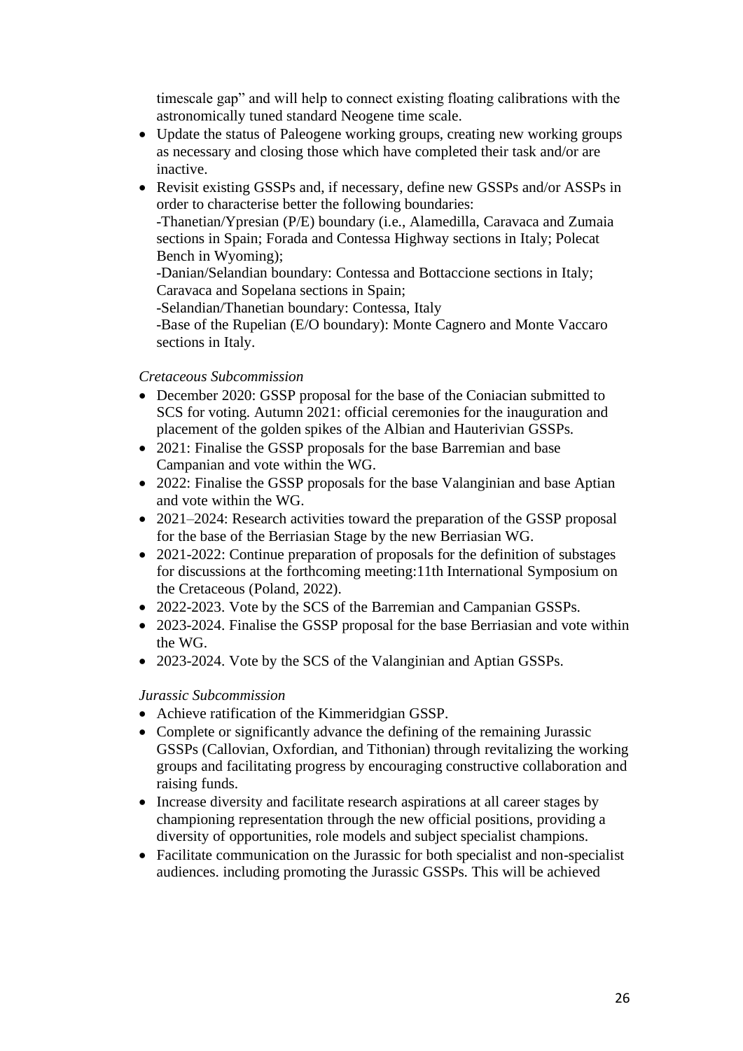timescale gap" and will help to connect existing floating calibrations with the astronomically tuned standard Neogene time scale.

- Update the status of Paleogene working groups, creating new working groups as necessary and closing those which have completed their task and/or are inactive.
- Revisit existing GSSPs and, if necessary, define new GSSPs and/or ASSPs in order to characterise better the following boundaries:
  -Thanetian/Ypresian (P/E) boundary (i.e., Alamedilla, Caravaca and Zumaia sections in Spain; Forada and Contessa Highway sections in Italy; Polecat Bench in Wyoming);
  -Danian/Selandian boundary: Contessa and Bottaccione sections in Italy; Caravaca and Sopelana sections in Spain;
  -Selandian/Thanetian boundary: Contessa, Italy
  -Base of the Rupelian (E/O boundary): Monte Cagnero and Monte Vaccaro sections in Italy.

*Cretaceous Subcommission*

- December 2020: GSSP proposal for the base of the Coniacian submitted to SCS for voting. Autumn 2021: official ceremonies for the inauguration and placement of the golden spikes of the Albian and Hauterivian GSSPs.
- 2021: Finalise the GSSP proposals for the base Barremian and base Campanian and vote within the WG.
- 2022: Finalise the GSSP proposals for the base Valanginian and base Aptian and vote within the WG.
- 2021–2024: Research activities toward the preparation of the GSSP proposal for the base of the Berriasian Stage by the new Berriasian WG.
- 2021-2022: Continue preparation of proposals for the definition of substages for discussions at the forthcoming meeting:11th International Symposium on the Cretaceous (Poland, 2022).
- 2022-2023. Vote by the SCS of the Barremian and Campanian GSSPs.
- 2023-2024. Finalise the GSSP proposal for the base Berriasian and vote within the WG.
- 2023-2024. Vote by the SCS of the Valanginian and Aptian GSSPs.

*Jurassic Subcommission*

- Achieve ratification of the Kimmeridgian GSSP.
- Complete or significantly advance the defining of the remaining Jurassic GSSPs (Callovian, Oxfordian, and Tithonian) through revitalizing the working groups and facilitating progress by encouraging constructive collaboration and raising funds.
- Increase diversity and facilitate research aspirations at all career stages by championing representation through the new official positions, providing a diversity of opportunities, role models and subject specialist champions.
- Facilitate communication on the Jurassic for both specialist and non-specialist audiences. including promoting the Jurassic GSSPs. This will be achieved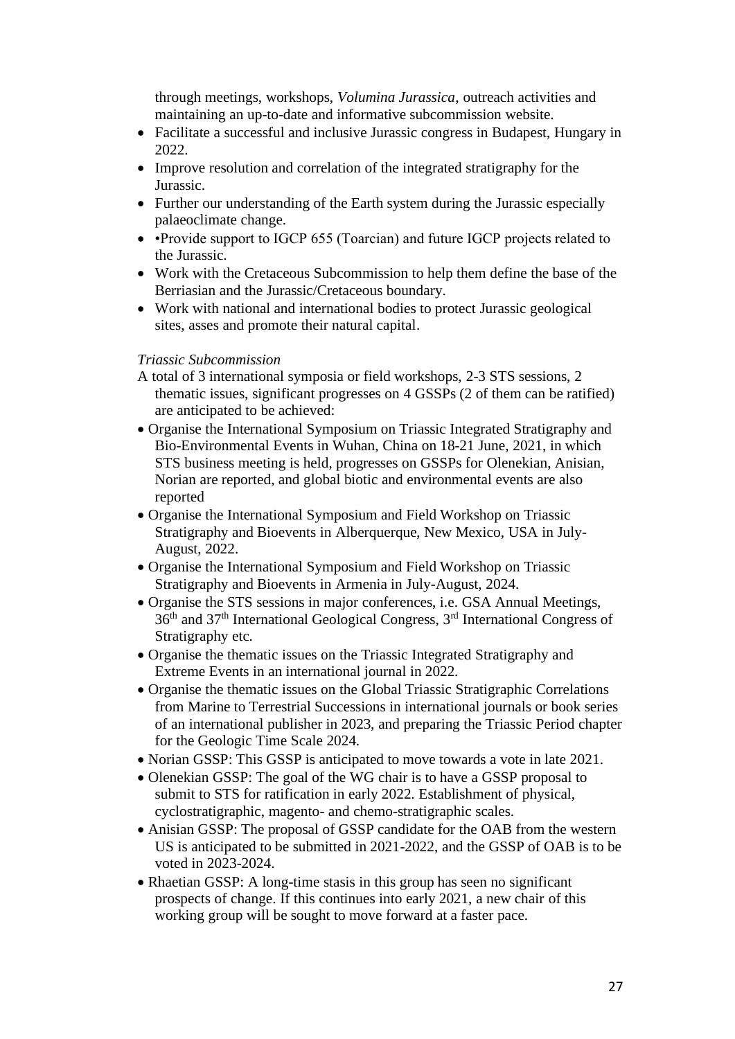through meetings, workshops, *Volumina Jurassica*, outreach activities and maintaining an up-to-date and informative subcommission website.

- Facilitate a successful and inclusive Jurassic congress in Budapest, Hungary in 2022.
- Improve resolution and correlation of the integrated stratigraphy for the Jurassic.
- Further our understanding of the Earth system during the Jurassic especially palaeoclimate change.
- •Provide support to IGCP 655 (Toarcian) and future IGCP projects related to the Jurassic.
- Work with the Cretaceous Subcommission to help them define the base of the Berriasian and the Jurassic/Cretaceous boundary.
- Work with national and international bodies to protect Jurassic geological sites, asses and promote their natural capital.

*Triassic Subcommission*

A total of 3 international symposia or field workshops, 2-3 STS sessions, 2 thematic issues, significant progresses on 4 GSSPs (2 of them can be ratified) are anticipated to be achieved:

- Organise the International Symposium on Triassic Integrated Stratigraphy and Bio-Environmental Events in Wuhan, China on 18-21 June, 2021, in which STS business meeting is held, progresses on GSSPs for Olenekian, Anisian, Norian are reported, and global biotic and environmental events are also reported
- Organise the International Symposium and Field Workshop on Triassic Stratigraphy and Bioevents in Alberquerque, New Mexico, USA in July-August, 2022.
- Organise the International Symposium and Field Workshop on Triassic Stratigraphy and Bioevents in Armenia in July-August, 2024.
- Organise the STS sessions in major conferences, i.e. GSA Annual Meetings, 36th and 37th International Geological Congress, 3rd International Congress of Stratigraphy etc.
- Organise the thematic issues on the Triassic Integrated Stratigraphy and Extreme Events in an international journal in 2022.
- Organise the thematic issues on the Global Triassic Stratigraphic Correlations from Marine to Terrestrial Successions in international journals or book series of an international publisher in 2023, and preparing the Triassic Period chapter for the Geologic Time Scale 2024.
- Norian GSSP: This GSSP is anticipated to move towards a vote in late 2021.
- Olenekian GSSP: The goal of the WG chair is to have a GSSP proposal to submit to STS for ratification in early 2022. Establishment of physical, cyclostratigraphic, magento- and chemo-stratigraphic scales.
- Anisian GSSP: The proposal of GSSP candidate for the OAB from the western US is anticipated to be submitted in 2021-2022, and the GSSP of OAB is to be voted in 2023-2024.
- Rhaetian GSSP: A long-time stasis in this group has seen no significant prospects of change. If this continues into early 2021, a new chair of this working group will be sought to move forward at a faster pace.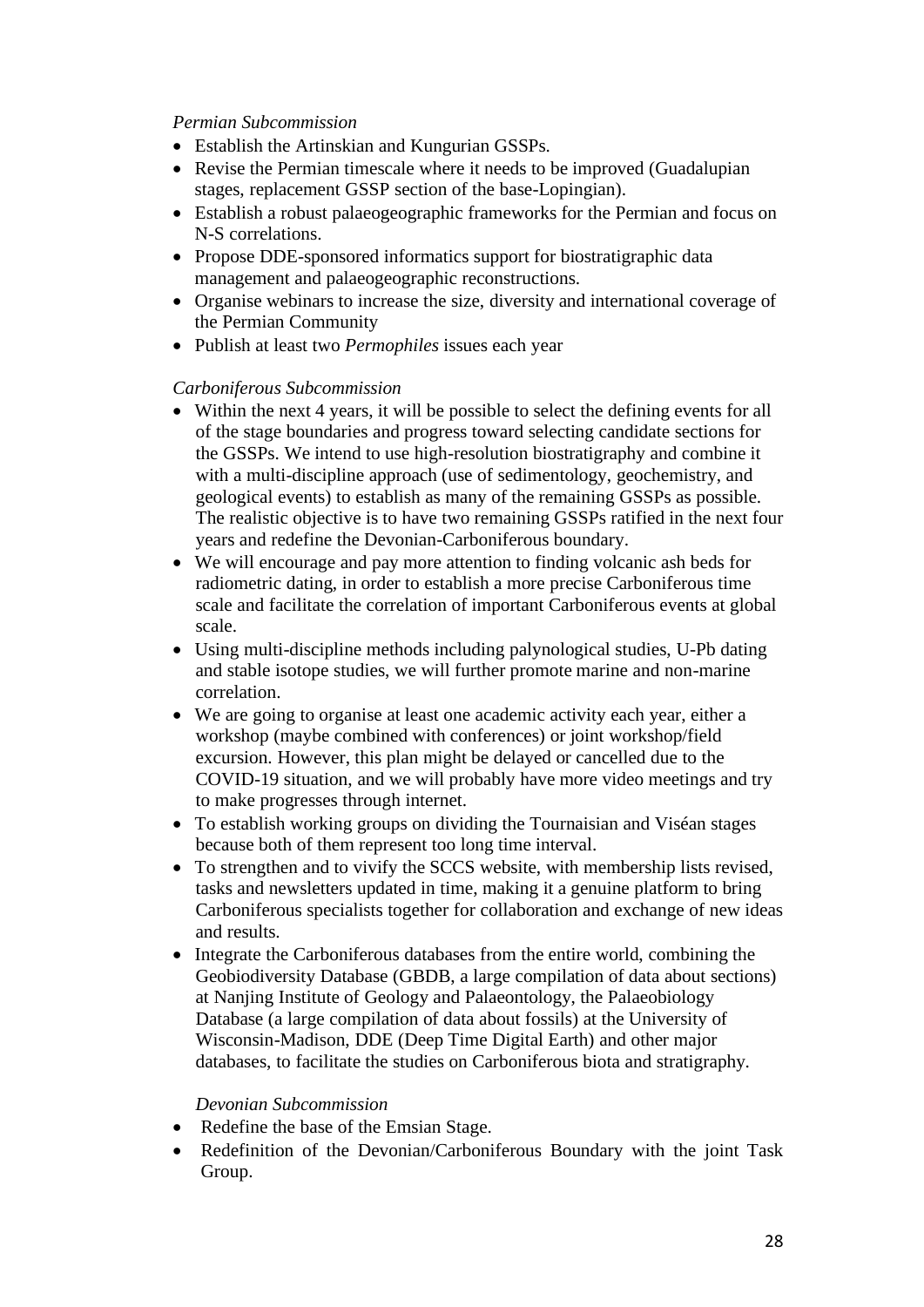*Permian Subcommission*

- Establish the Artinskian and Kungurian GSSPs.
- Revise the Permian timescale where it needs to be improved (Guadalupian stages, replacement GSSP section of the base-Lopingian).
- Establish a robust palaeogeographic frameworks for the Permian and focus on N-S correlations.
- Propose DDE-sponsored informatics support for biostratigraphic data management and palaeogeographic reconstructions.
- Organise webinars to increase the size, diversity and international coverage of the Permian Community
- Publish at least two *Permophiles* issues each year

*Carboniferous Subcommission*

- Within the next 4 years, it will be possible to select the defining events for all of the stage boundaries and progress toward selecting candidate sections for the GSSPs. We intend to use high-resolution biostratigraphy and combine it with a multi-discipline approach (use of sedimentology, geochemistry, and geological events) to establish as many of the remaining GSSPs as possible. The realistic objective is to have two remaining GSSPs ratified in the next four years and redefine the Devonian-Carboniferous boundary.
- We will encourage and pay more attention to finding volcanic ash beds for radiometric dating, in order to establish a more precise Carboniferous time scale and facilitate the correlation of important Carboniferous events at global scale.
- Using multi-discipline methods including palynological studies, U-Pb dating and stable isotope studies, we will further promote marine and non-marine correlation.
- We are going to organise at least one academic activity each year, either a workshop (maybe combined with conferences) or joint workshop/field excursion. However, this plan might be delayed or cancelled due to the COVID-19 situation, and we will probably have more video meetings and try to make progresses through internet.
- To establish working groups on dividing the Tournaisian and Viséan stages because both of them represent too long time interval.
- To strengthen and to vivify the SCCS website, with membership lists revised, tasks and newsletters updated in time, making it a genuine platform to bring Carboniferous specialists together for collaboration and exchange of new ideas and results.
- Integrate the Carboniferous databases from the entire world, combining the Geobiodiversity Database (GBDB, a large compilation of data about sections) at Nanjing Institute of Geology and Palaeontology, the Palaeobiology Database (a large compilation of data about fossils) at the University of Wisconsin-Madison, DDE (Deep Time Digital Earth) and other major databases, to facilitate the studies on Carboniferous biota and stratigraphy.

*Devonian Subcommission*

- Redefine the base of the Emsian Stage.
- Redefinition of the Devonian/Carboniferous Boundary with the joint Task Group.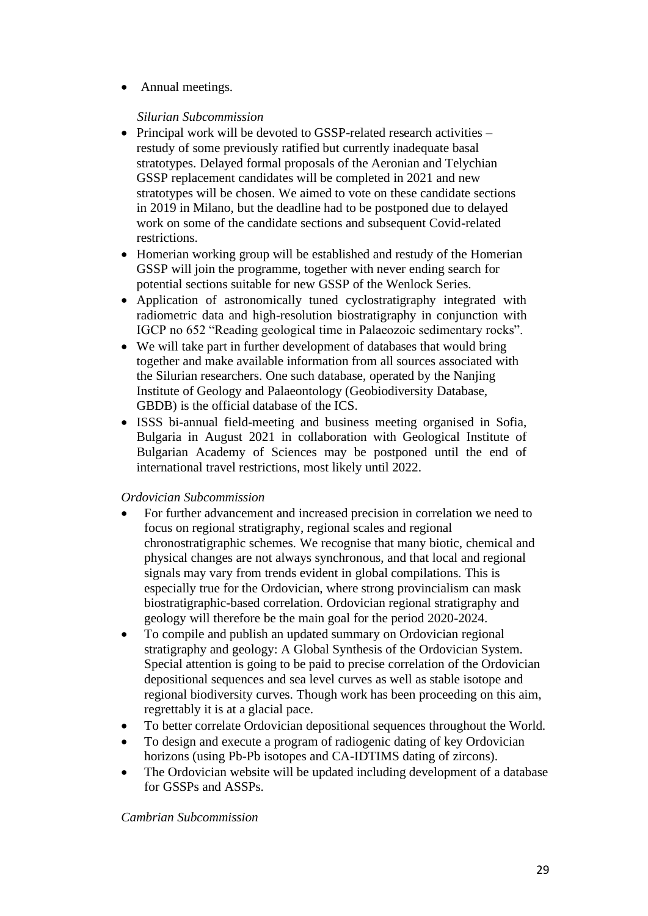- Annual meetings.

*Silurian Subcommission*

- Principal work will be devoted to GSSP-related research activities – restudy of some previously ratified but currently inadequate basal stratotypes. Delayed formal proposals of the Aeronian and Telychian GSSP replacement candidates will be completed in 2021 and new stratotypes will be chosen. We aimed to vote on these candidate sections in 2019 in Milano, but the deadline had to be postponed due to delayed work on some of the candidate sections and subsequent Covid-related restrictions.
- Homerian working group will be established and restudy of the Homerian GSSP will join the programme, together with never ending search for potential sections suitable for new GSSP of the Wenlock Series.
- Application of astronomically tuned cyclostratigraphy integrated with radiometric data and high-resolution biostratigraphy in conjunction with IGCP no 652 "Reading geological time in Palaeozoic sedimentary rocks".
- We will take part in further development of databases that would bring together and make available information from all sources associated with the Silurian researchers. One such database, operated by the Nanjing Institute of Geology and Palaeontology (Geobiodiversity Database, GBDB) is the official database of the ICS.
- ISSS bi-annual field-meeting and business meeting organised in Sofia, Bulgaria in August 2021 in collaboration with Geological Institute of Bulgarian Academy of Sciences may be postponed until the end of international travel restrictions, most likely until 2022.

*Ordovician Subcommission*

- For further advancement and increased precision in correlation we need to focus on regional stratigraphy, regional scales and regional chronostratigraphic schemes. We recognise that many biotic, chemical and physical changes are not always synchronous, and that local and regional signals may vary from trends evident in global compilations. This is especially true for the Ordovician, where strong provincialism can mask biostratigraphic-based correlation. Ordovician regional stratigraphy and geology will therefore be the main goal for the period 2020-2024.
- To compile and publish an updated summary on Ordovician regional stratigraphy and geology: A Global Synthesis of the Ordovician System. Special attention is going to be paid to precise correlation of the Ordovician depositional sequences and sea level curves as well as stable isotope and regional biodiversity curves. Though work has been proceeding on this aim, regrettably it is at a glacial pace.
- To better correlate Ordovician depositional sequences throughout the World.
- To design and execute a program of radiogenic dating of key Ordovician horizons (using Pb-Pb isotopes and CA-IDTIMS dating of zircons).
- The Ordovician website will be updated including development of a database for GSSPs and ASSPs.

*Cambrian Subcommission*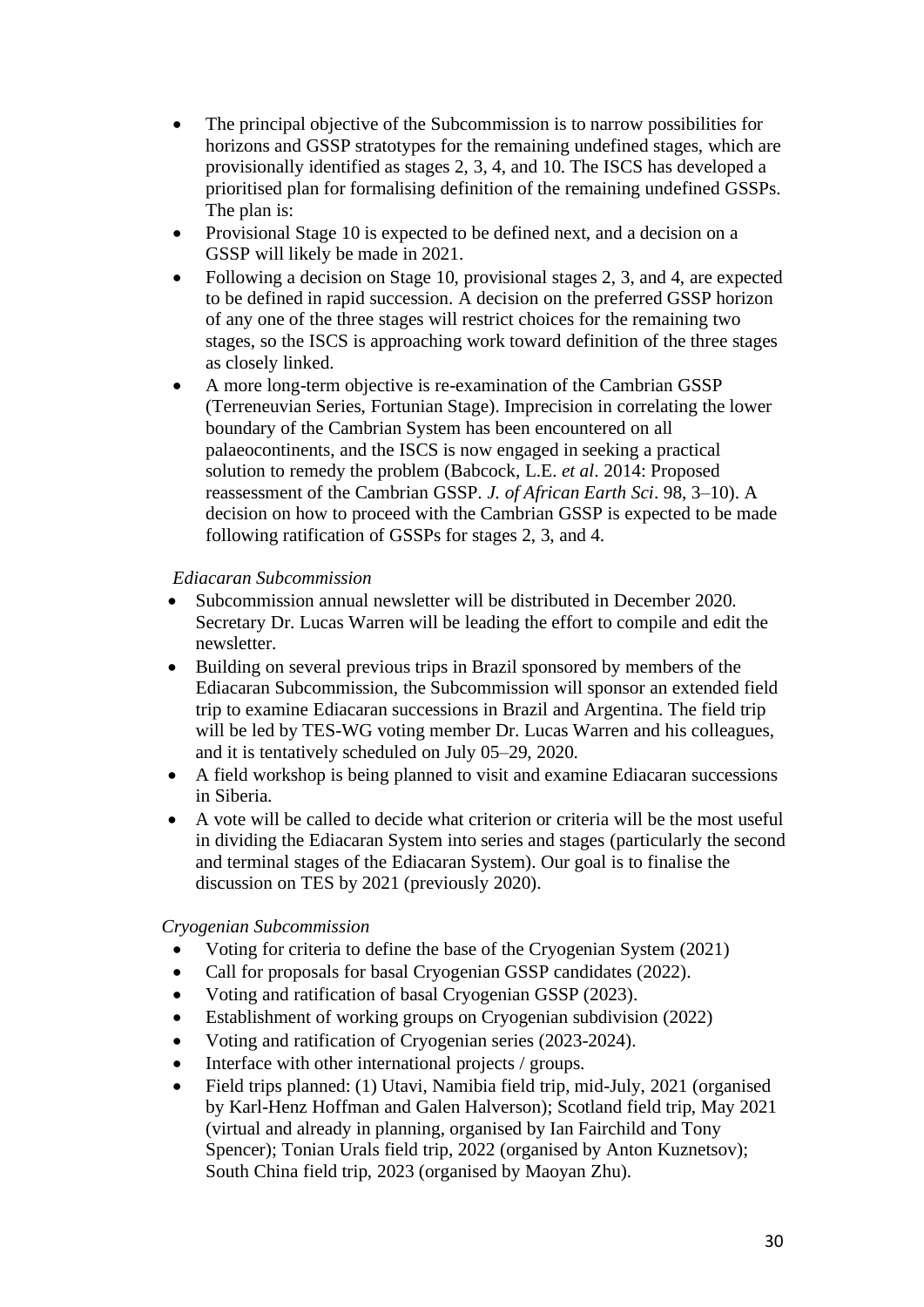- The principal objective of the Subcommission is to narrow possibilities for horizons and GSSP stratotypes for the remaining undefined stages, which are provisionally identified as stages 2, 3, 4, and 10. The ISCS has developed a prioritised plan for formalising definition of the remaining undefined GSSPs. The plan is:
- Provisional Stage 10 is expected to be defined next, and a decision on a GSSP will likely be made in 2021.
- Following a decision on Stage 10, provisional stages 2, 3, and 4, are expected to be defined in rapid succession. A decision on the preferred GSSP horizon of any one of the three stages will restrict choices for the remaining two stages, so the ISCS is approaching work toward definition of the three stages as closely linked.
- A more long-term objective is re-examination of the Cambrian GSSP (Terreneuvian Series, Fortunian Stage). Imprecision in correlating the lower boundary of the Cambrian System has been encountered on all palaeocontinents, and the ISCS is now engaged in seeking a practical solution to remedy the problem (Babcock, L.E. *et al*. 2014: Proposed reassessment of the Cambrian GSSP. *J. of African Earth Sci*. 98, 3–10). A decision on how to proceed with the Cambrian GSSP is expected to be made following ratification of GSSPs for stages 2, 3, and 4.

*Ediacaran Subcommission*

- Subcommission annual newsletter will be distributed in December 2020. Secretary Dr. Lucas Warren will be leading the effort to compile and edit the newsletter.
- Building on several previous trips in Brazil sponsored by members of the Ediacaran Subcommission, the Subcommission will sponsor an extended field trip to examine Ediacaran successions in Brazil and Argentina. The field trip will be led by TES-WG voting member Dr. Lucas Warren and his colleagues, and it is tentatively scheduled on July 05–29, 2020.
- A field workshop is being planned to visit and examine Ediacaran successions in Siberia.
- A vote will be called to decide what criterion or criteria will be the most useful in dividing the Ediacaran System into series and stages (particularly the second and terminal stages of the Ediacaran System). Our goal is to finalise the discussion on TES by 2021 (previously 2020).

*Cryogenian Subcommission*

- Voting for criteria to define the base of the Cryogenian System (2021)
- Call for proposals for basal Cryogenian GSSP candidates (2022).
- Voting and ratification of basal Cryogenian GSSP (2023).
- Establishment of working groups on Cryogenian subdivision (2022)
- Voting and ratification of Cryogenian series (2023-2024).
- Interface with other international projects / groups.
- Field trips planned: (1) Utavi, Namibia field trip, mid-July, 2021 (organised by Karl-Henz Hoffman and Galen Halverson); Scotland field trip, May 2021 (virtual and already in planning, organised by Ian Fairchild and Tony Spencer); Tonian Urals field trip, 2022 (organised by Anton Kuznetsov); South China field trip, 2023 (organised by Maoyan Zhu).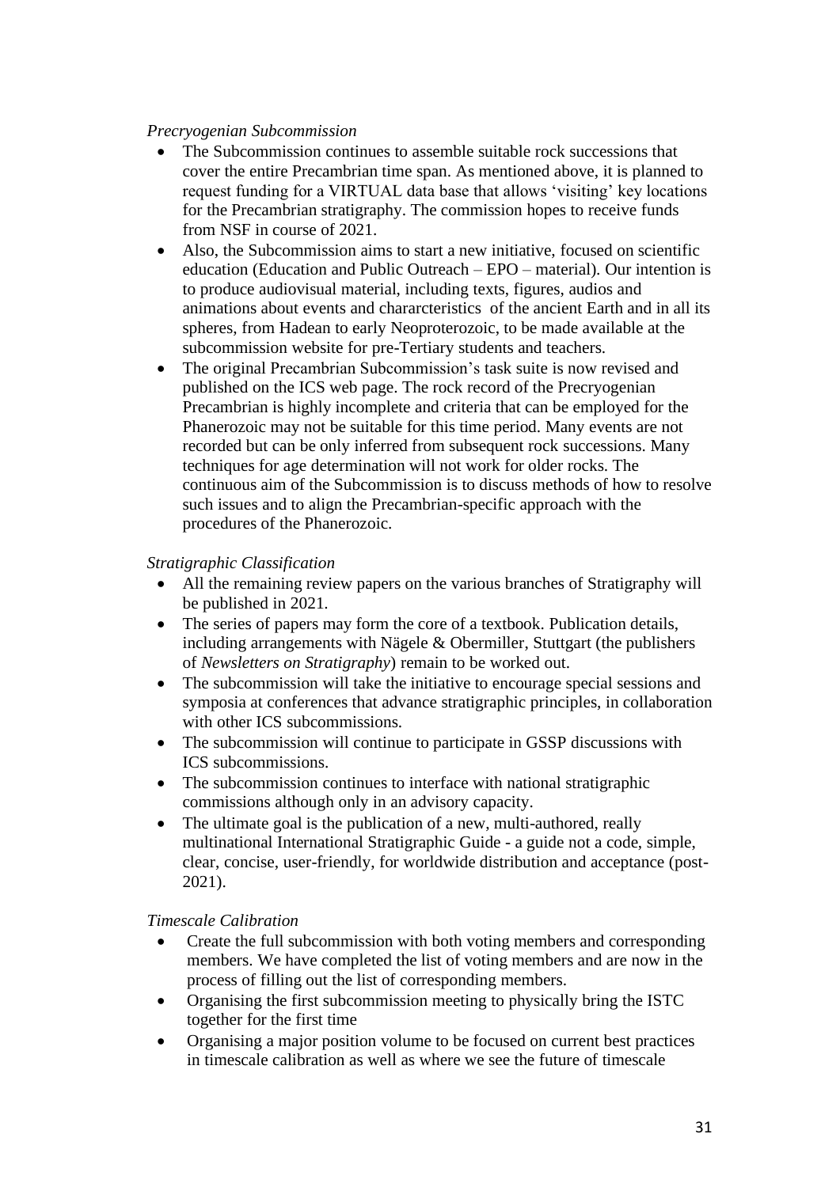*Precryogenian Subcommission*

- The Subcommission continues to assemble suitable rock successions that cover the entire Precambrian time span. As mentioned above, it is planned to request funding for a VIRTUAL data base that allows 'visiting' key locations for the Precambrian stratigraphy. The commission hopes to receive funds from NSF in course of 2021.
- Also, the Subcommission aims to start a new initiative, focused on scientific education (Education and Public Outreach – EPO – material). Our intention is to produce audiovisual material, including texts, figures, audios and animations about events and chararcteristics of the ancient Earth and in all its spheres, from Hadean to early Neoproterozoic, to be made available at the subcommission website for pre-Tertiary students and teachers.
- The original Precambrian Subcommission's task suite is now revised and published on the ICS web page. The rock record of the Precryogenian Precambrian is highly incomplete and criteria that can be employed for the Phanerozoic may not be suitable for this time period. Many events are not recorded but can be only inferred from subsequent rock successions. Many techniques for age determination will not work for older rocks. The continuous aim of the Subcommission is to discuss methods of how to resolve such issues and to align the Precambrian-specific approach with the procedures of the Phanerozoic.

*Stratigraphic Classification*

- All the remaining review papers on the various branches of Stratigraphy will be published in 2021.
- The series of papers may form the core of a textbook. Publication details, including arrangements with Nägele & Obermiller, Stuttgart (the publishers of *Newsletters on Stratigraphy*) remain to be worked out.
- The subcommission will take the initiative to encourage special sessions and symposia at conferences that advance stratigraphic principles, in collaboration with other ICS subcommissions.
- The subcommission will continue to participate in GSSP discussions with ICS subcommissions.
- The subcommission continues to interface with national stratigraphic commissions although only in an advisory capacity.
- The ultimate goal is the publication of a new, multi-authored, really multinational International Stratigraphic Guide - a guide not a code, simple, clear, concise, user-friendly, for worldwide distribution and acceptance (post-2021).

*Timescale Calibration*

- Create the full subcommission with both voting members and corresponding members. We have completed the list of voting members and are now in the process of filling out the list of corresponding members.
- Organising the first subcommission meeting to physically bring the ISTC together for the first time
- Organising a major position volume to be focused on current best practices in timescale calibration as well as where we see the future of timescale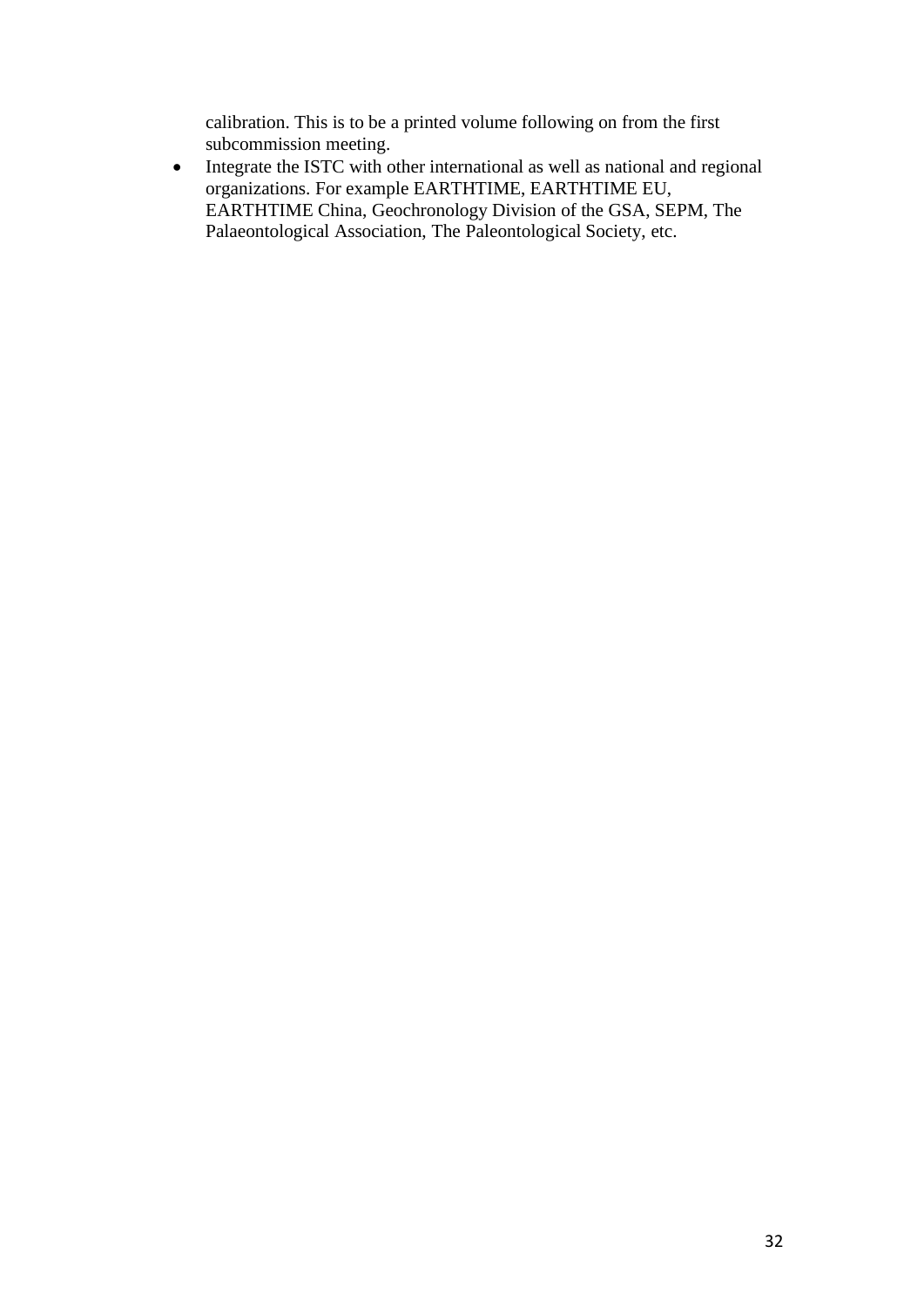calibration. This is to be a printed volume following on from the first subcommission meeting.

- Integrate the ISTC with other international as well as national and regional organizations. For example EARTHTIME, EARTHTIME EU, EARTHTIME China, Geochronology Division of the GSA, SEPM, The Palaeontological Association, The Paleontological Society, etc.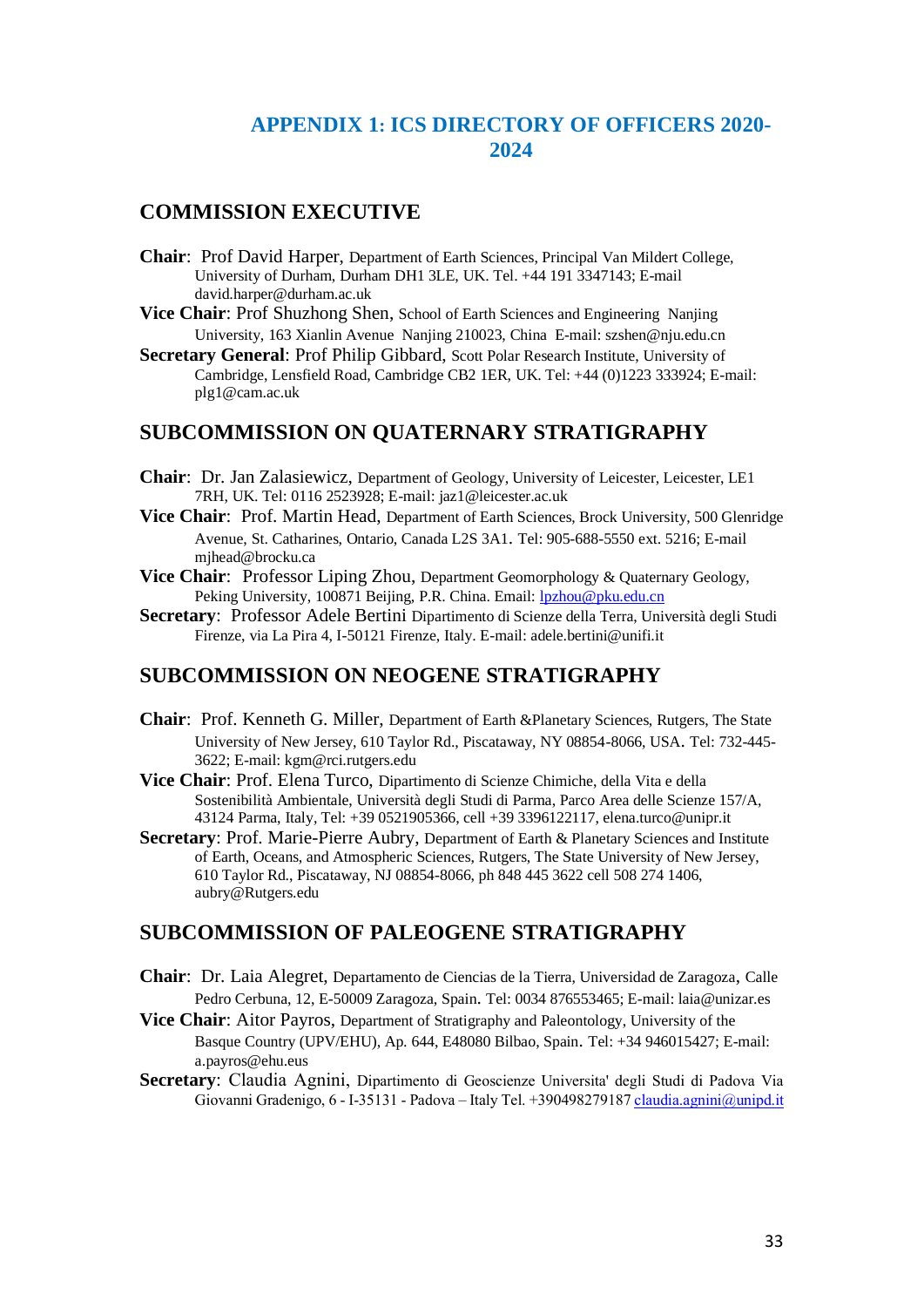# APPENDIX 1: ICS DIRECTORY OF OFFICERS 2020-2024

## COMMISSION EXECUTIVE

**Chair**: Prof David Harper, Department of Earth Sciences, Principal Van Mildert College, University of Durham, Durham DH1 3LE, UK. Tel. +44 191 3347143; E-mail david.harper@durham.ac.uk

**Vice Chair**: Prof Shuzhong Shen, School of Earth Sciences and Engineering Nanjing University, 163 Xianlin Avenue Nanjing 210023, China E-mail: szshen@nju.edu.cn

**Secretary General**: Prof Philip Gibbard, Scott Polar Research Institute, University of Cambridge, Lensfield Road, Cambridge CB2 1ER, UK. Tel: +44 (0)1223 333924; E-mail: plg1@cam.ac.uk

## SUBCOMMISSION ON QUATERNARY STRATIGRAPHY

**Chair**: Dr. Jan Zalasiewicz, Department of Geology, University of Leicester, Leicester, LE1 7RH, UK. Tel: 0116 2523928; E-mail: jaz1@leicester.ac.uk

**Vice Chair**: Prof. Martin Head, Department of Earth Sciences, Brock University, 500 Glenridge Avenue, St. Catharines, Ontario, Canada L2S 3A1. Tel: 905-688-5550 ext. 5216; E-mail mjhead@brocku.ca

**Vice Chair**: Professor Liping Zhou, Department Geomorphology & Quaternary Geology, Peking University, 100871 Beijing, P.R. China. Email: lpzhou@pku.edu.cn

**Secretary**: Professor Adele Bertini Dipartimento di Scienze della Terra, Università degli Studi Firenze, via La Pira 4, I-50121 Firenze, Italy. E-mail: adele.bertini@unifi.it

## SUBCOMMISSION ON NEOGENE STRATIGRAPHY

**Chair**: Prof. Kenneth G. Miller, Department of Earth &Planetary Sciences, Rutgers, The State University of New Jersey, 610 Taylor Rd., Piscataway, NY 08854-8066, USA. Tel: 732-445-3622; E-mail: kgm@rci.rutgers.edu

**Vice Chair**: Prof. Elena Turco, Dipartimento di Scienze Chimiche, della Vita e della Sostenibilità Ambientale, Università degli Studi di Parma, Parco Area delle Scienze 157/A, 43124 Parma, Italy, Tel: +39 0521905366, cell +39 3396122117, elena.turco@unipr.it

**Secretary**: Prof. Marie-Pierre Aubry, Department of Earth & Planetary Sciences and Institute of Earth, Oceans, and Atmospheric Sciences, Rutgers, The State University of New Jersey, 610 Taylor Rd., Piscataway, NJ 08854-8066, ph 848 445 3622 cell 508 274 1406, aubry@Rutgers.edu

## SUBCOMMISSION OF PALEOGENE STRATIGRAPHY

**Chair**: Dr. Laia Alegret, Departamento de Ciencias de la Tierra, Universidad de Zaragoza, Calle Pedro Cerbuna, 12, E-50009 Zaragoza, Spain. Tel: 0034 876553465; E-mail: laia@unizar.es

**Vice Chair**: Aitor Payros, Department of Stratigraphy and Paleontology, University of the Basque Country (UPV/EHU), Ap. 644, E48080 Bilbao, Spain. Tel: +34 946015427; E-mail: a.payros@ehu.eus

**Secretary**: Claudia Agnini, Dipartimento di Geoscienze Universita' degli Studi di Padova Via Giovanni Gradenigo, 6 - I-35131 - Padova – Italy Tel. +390498279187 claudia.agnini@unipd.it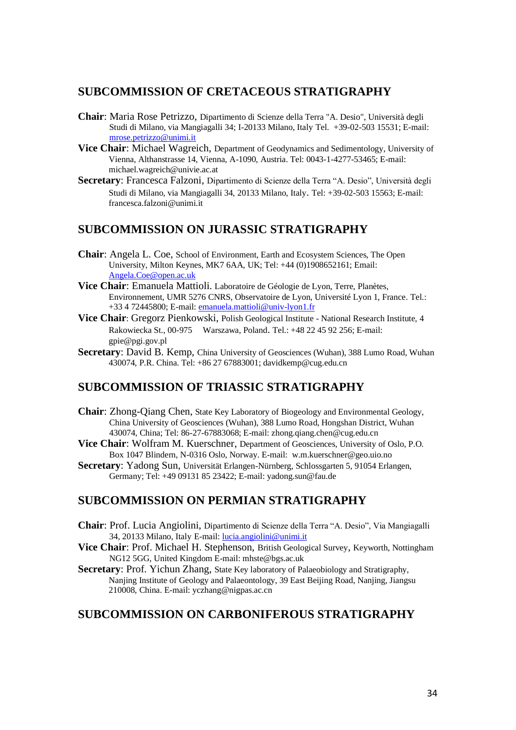## SUBCOMMISSION OF CRETACEOUS STRATIGRAPHY

**Chair**: Maria Rose Petrizzo, Dipartimento di Scienze della Terra "A. Desio", Università degli Studi di Milano, via Mangiagalli 34; I-20133 Milano, Italy Tel. +39-02-503 15531; E-mail: mrose.petrizzo@unimi.it

**Vice Chair**: Michael Wagreich, Department of Geodynamics and Sedimentology, University of Vienna, Althanstrasse 14, Vienna, A-1090, Austria. Tel: 0043-1-4277-53465; E-mail: michael.wagreich@univie.ac.at

**Secretary**: Francesca Falzoni, Dipartimento di Scienze della Terra "A. Desio", Università degli Studi di Milano, via Mangiagalli 34, 20133 Milano, Italy. Tel: +39-02-503 15563; E-mail: francesca.falzoni@unimi.it

## SUBCOMMISSION ON JURASSIC STRATIGRAPHY

**Chair**: Angela L. Coe, School of Environment, Earth and Ecosystem Sciences, The Open University, Milton Keynes, MK7 6AA, UK; Tel: +44 (0)1908652161; Email: Angela.Coe@open.ac.uk

**Vice Chair**: Emanuela Mattioli. Laboratoire de Géologie de Lyon, Terre, Planètes, Environnement, UMR 5276 CNRS, Observatoire de Lyon, Université Lyon 1, France. Tel.: +33 4 72445800; E-mail: emanuela.mattioli@univ-lyon1.fr

**Vice Chair**: Gregorz Pienkowski, Polish Geological Institute - National Research Institute, 4 Rakowiecka St., 00-975 Warszawa, Poland. Tel.: +48 22 45 92 256; E-mail: gpie@pgi.gov.pl

**Secretary**: David B. Kemp, China University of Geosciences (Wuhan), 388 Lumo Road, Wuhan 430074, P.R. China. Tel: +86 27 67883001; davidkemp@cug.edu.cn

## SUBCOMMISSION OF TRIASSIC STRATIGRAPHY

**Chair**: Zhong-Qiang Chen, State Key Laboratory of Biogeology and Environmental Geology, China University of Geosciences (Wuhan), 388 Lumo Road, Hongshan District, Wuhan 430074, China; Tel: 86-27-67883068; E-mail: zhong.qiang.chen@cug.edu.cn

**Vice Chair**: Wolfram M. Kuerschner, Department of Geosciences, University of Oslo, P.O. Box 1047 Blindern, N-0316 Oslo, Norway. E-mail: w.m.kuerschner@geo.uio.no

**Secretary**: Yadong Sun, Universität Erlangen-Nürnberg, Schlossgarten 5, 91054 Erlangen, Germany; Tel: +49 09131 85 23422; E-mail: yadong.sun@fau.de

## SUBCOMMISSION ON PERMIAN STRATIGRAPHY

**Chair**: Prof. Lucia Angiolini, Dipartimento di Scienze della Terra "A. Desio", Via Mangiagalli 34, 20133 Milano, Italy E-mail: lucia.angiolini@unimi.it

**Vice Chair**: Prof. Michael H. Stephenson, British Geological Survey, Keyworth, Nottingham NG12 5GG, United Kingdom E-mail: mhste@bgs.ac.uk

**Secretary**: Prof. Yichun Zhang, State Key laboratory of Palaeobiology and Stratigraphy, Nanjing Institute of Geology and Palaeontology, 39 East Beijing Road, Nanjing, Jiangsu 210008, China. E-mail: yczhang@nigpas.ac.cn

## SUBCOMMISSION ON CARBONIFEROUS STRATIGRAPHY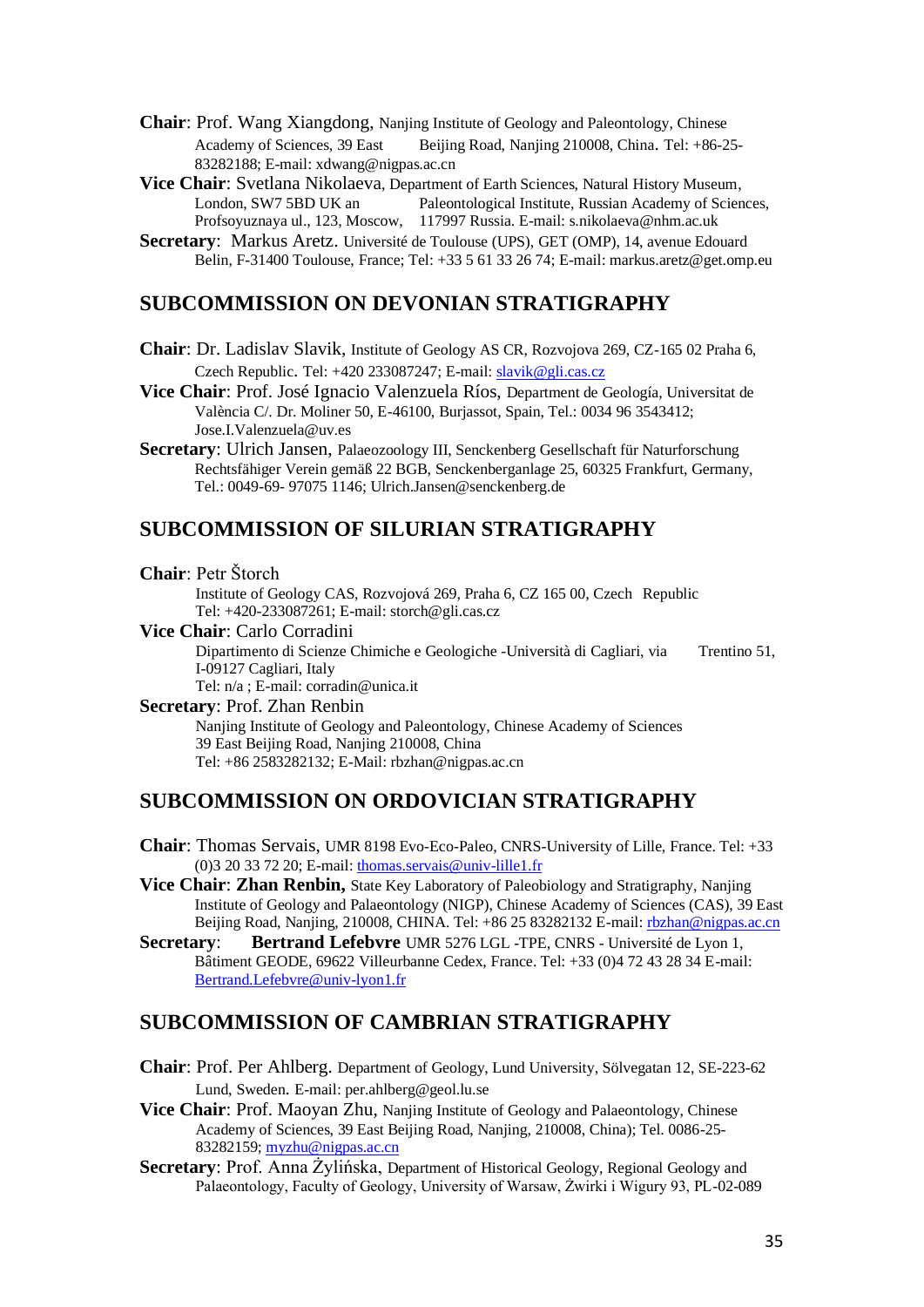**Chair**: Prof. Wang Xiangdong, Nanjing Institute of Geology and Paleontology, Chinese Academy of Sciences, 39 East Beijing Road, Nanjing 210008, China. Tel: +86-25-83282188; E-mail: xdwang@nigpas.ac.cn

**Vice Chair**: Svetlana Nikolaeva, Department of Earth Sciences, Natural History Museum, London, SW7 5BD UK an Paleontological Institute, Russian Academy of Sciences, Profsoyuznaya ul., 123, Moscow, 117997 Russia. E-mail: s.nikolaeva@nhm.ac.uk

**Secretary**: Markus Aretz. Université de Toulouse (UPS), GET (OMP), 14, avenue Edouard Belin, F-31400 Toulouse, France; Tel: +33 5 61 33 26 74; E-mail: markus.aretz@get.omp.eu

## SUBCOMMISSION ON DEVONIAN STRATIGRAPHY

**Chair**: Dr. Ladislav Slavik, Institute of Geology AS CR, Rozvojova 269, CZ-165 02 Praha 6, Czech Republic. Tel: +420 233087247; E-mail: slavik@gli.cas.cz

**Vice Chair**: Prof. José Ignacio Valenzuela Ríos, Department de Geología, Universitat de València C/. Dr. Moliner 50, E-46100, Burjassot, Spain, Tel.: 0034 96 3543412; Jose.I.Valenzuela@uv.es

**Secretary**: Ulrich Jansen, Palaeozoology III, Senckenberg Gesellschaft für Naturforschung Rechtsfähiger Verein gemäß 22 BGB, Senckenberganlage 25, 60325 Frankfurt, Germany, Tel.: 0049-69- 97075 1146; Ulrich.Jansen@senckenberg.de

## SUBCOMMISSION OF SILURIAN STRATIGRAPHY

**Chair**: Petr Štorch

Institute of Geology CAS, Rozvojová 269, Praha 6, CZ 165 00, Czech Republic
Tel: +420-233087261; E-mail: storch@gli.cas.cz

**Vice Chair**: Carlo Corradini

Dipartimento di Scienze Chimiche e Geologiche -Università di Cagliari, via Trentino 51, I-09127 Cagliari, Italy
Tel: n/a ; E-mail: corradin@unica.it

**Secretary**: Prof. Zhan Renbin

Nanjing Institute of Geology and Paleontology, Chinese Academy of Sciences
39 East Beijing Road, Nanjing 210008, China
Tel: +86 2583282132; E-Mail: rbzhan@nigpas.ac.cn

## SUBCOMMISSION ON ORDOVICIAN STRATIGRAPHY

**Chair**: Thomas Servais, UMR 8198 Evo-Eco-Paleo, CNRS-University of Lille, France. Tel: +33 (0)3 20 33 72 20; E-mail: thomas.servais@univ-lille1.fr

**Vice Chair**: **Zhan Renbin,** State Key Laboratory of Paleobiology and Stratigraphy, Nanjing Institute of Geology and Palaeontology (NIGP), Chinese Academy of Sciences (CAS), 39 East Beijing Road, Nanjing, 210008, CHINA. Tel: +86 25 83282132 E-mail: rbzhan@nigpas.ac.cn

**Secretary**: **Bertrand Lefebvre** UMR 5276 LGL -TPE, CNRS - Université de Lyon 1, Bâtiment GEODE, 69622 Villeurbanne Cedex, France. Tel: +33 (0)4 72 43 28 34 E-mail: Bertrand.Lefebvre@univ-lyon1.fr

## SUBCOMMISSION OF CAMBRIAN STRATIGRAPHY

**Chair**: Prof. Per Ahlberg. Department of Geology, Lund University, Sölvegatan 12, SE-223-62 Lund, Sweden. E-mail: per.ahlberg@geol.lu.se

**Vice Chair**: Prof. Maoyan Zhu, Nanjing Institute of Geology and Palaeontology, Chinese Academy of Sciences, 39 East Beijing Road, Nanjing, 210008, China); Tel. 0086-25-83282159; myzhu@nigpas.ac.cn

**Secretary**: Prof. Anna Żylińska, Department of Historical Geology, Regional Geology and Palaeontology, Faculty of Geology, University of Warsaw, Żwirki i Wigury 93, PL-02-089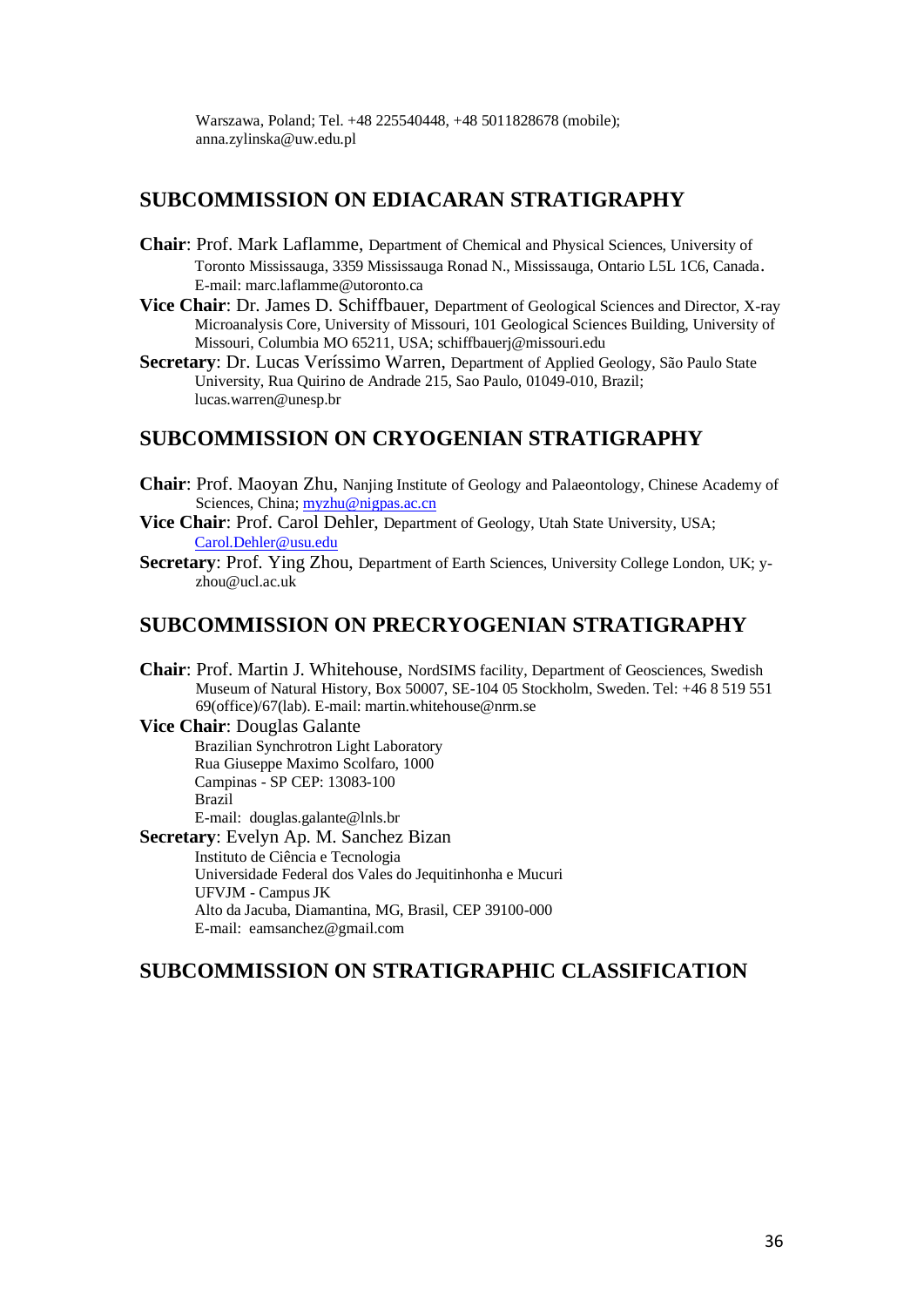Warszawa, Poland; Tel. +48 225540448, +48 5011828678 (mobile); anna.zylinska@uw.edu.pl

## SUBCOMMISSION ON EDIACARAN STRATIGRAPHY

**Chair**: Prof. Mark Laflamme, Department of Chemical and Physical Sciences, University of Toronto Mississauga, 3359 Mississauga Ronad N., Mississauga, Ontario L5L 1C6, Canada. E-mail: marc.laflamme@utoronto.ca

**Vice Chair**: Dr. James D. Schiffbauer, Department of Geological Sciences and Director, X-ray Microanalysis Core, University of Missouri, 101 Geological Sciences Building, University of Missouri, Columbia MO 65211, USA; schiffbauerj@missouri.edu

**Secretary**: Dr. Lucas Veríssimo Warren, Department of Applied Geology, São Paulo State University, Rua Quirino de Andrade 215, Sao Paulo, 01049-010, Brazil; lucas.warren@unesp.br

## SUBCOMMISSION ON CRYOGENIAN STRATIGRAPHY

**Chair**: Prof. Maoyan Zhu, Nanjing Institute of Geology and Palaeontology, Chinese Academy of Sciences, China; myzhu@nigpas.ac.cn

**Vice Chair**: Prof. Carol Dehler, Department of Geology, Utah State University, USA; Carol.Dehler@usu.edu

**Secretary**: Prof. Ying Zhou, Department of Earth Sciences, University College London, UK; y-zhou@ucl.ac.uk

## SUBCOMMISSION ON PRECRYOGENIAN STRATIGRAPHY

**Chair**: Prof. Martin J. Whitehouse, NordSIMS facility, Department of Geosciences, Swedish Museum of Natural History, Box 50007, SE-104 05 Stockholm, Sweden. Tel: +46 8 519 551 69(office)/67(lab). E-mail: martin.whitehouse@nrm.se

**Vice Chair**: Douglas Galante
Brazilian Synchrotron Light Laboratory
Rua Giuseppe Maximo Scolfaro, 1000
Campinas - SP CEP: 13083-100
Brazil
E-mail: douglas.galante@lnls.br

**Secretary**: Evelyn Ap. M. Sanchez Bizan
Instituto de Ciência e Tecnologia
Universidade Federal dos Vales do Jequitinhonha e Mucuri
UFVJM - Campus JK
Alto da Jacuba, Diamantina, MG, Brasil, CEP 39100-000
E-mail: eamsanchez@gmail.com

## SUBCOMMISSION ON STRATIGRAPHIC CLASSIFICATION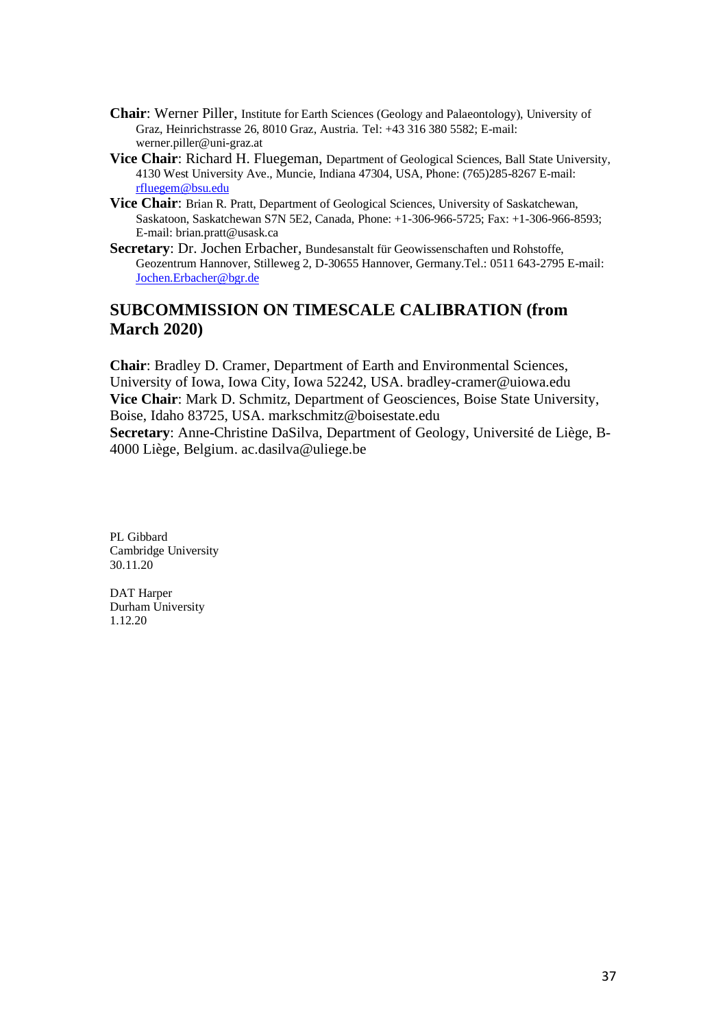**Chair**: Werner Piller, Institute for Earth Sciences (Geology and Palaeontology), University of Graz, Heinrichstrasse 26, 8010 Graz, Austria. Tel: +43 316 380 5582; E-mail: werner.piller@uni-graz.at

**Vice Chair**: Richard H. Fluegeman, Department of Geological Sciences, Ball State University, 4130 West University Ave., Muncie, Indiana 47304, USA, Phone: (765)285-8267 E-mail: rfluegem@bsu.edu

**Vice Chair**: Brian R. Pratt, Department of Geological Sciences, University of Saskatchewan, Saskatoon, Saskatchewan S7N 5E2, Canada, Phone: +1-306-966-5725; Fax: +1-306-966-8593; E-mail: brian.pratt@usask.ca

**Secretary**: Dr. Jochen Erbacher, Bundesanstalt für Geowissenschaften und Rohstoffe, Geozentrum Hannover, Stilleweg 2, D-30655 Hannover, Germany.Tel.: 0511 643-2795 E-mail: Jochen.Erbacher@bgr.de

## SUBCOMMISSION ON TIMESCALE CALIBRATION (from March 2020)

**Chair**: Bradley D. Cramer, Department of Earth and Environmental Sciences, University of Iowa, Iowa City, Iowa 52242, USA. bradley-cramer@uiowa.edu
**Vice Chair**: Mark D. Schmitz, Department of Geosciences, Boise State University, Boise, Idaho 83725, USA. markschmitz@boisestate.edu
**Secretary**: Anne-Christine DaSilva, Department of Geology, Université de Liège, B-4000 Liège, Belgium. ac.dasilva@uliege.be

PL Gibbard
Cambridge University
30.11.20

DAT Harper
Durham University
1.12.20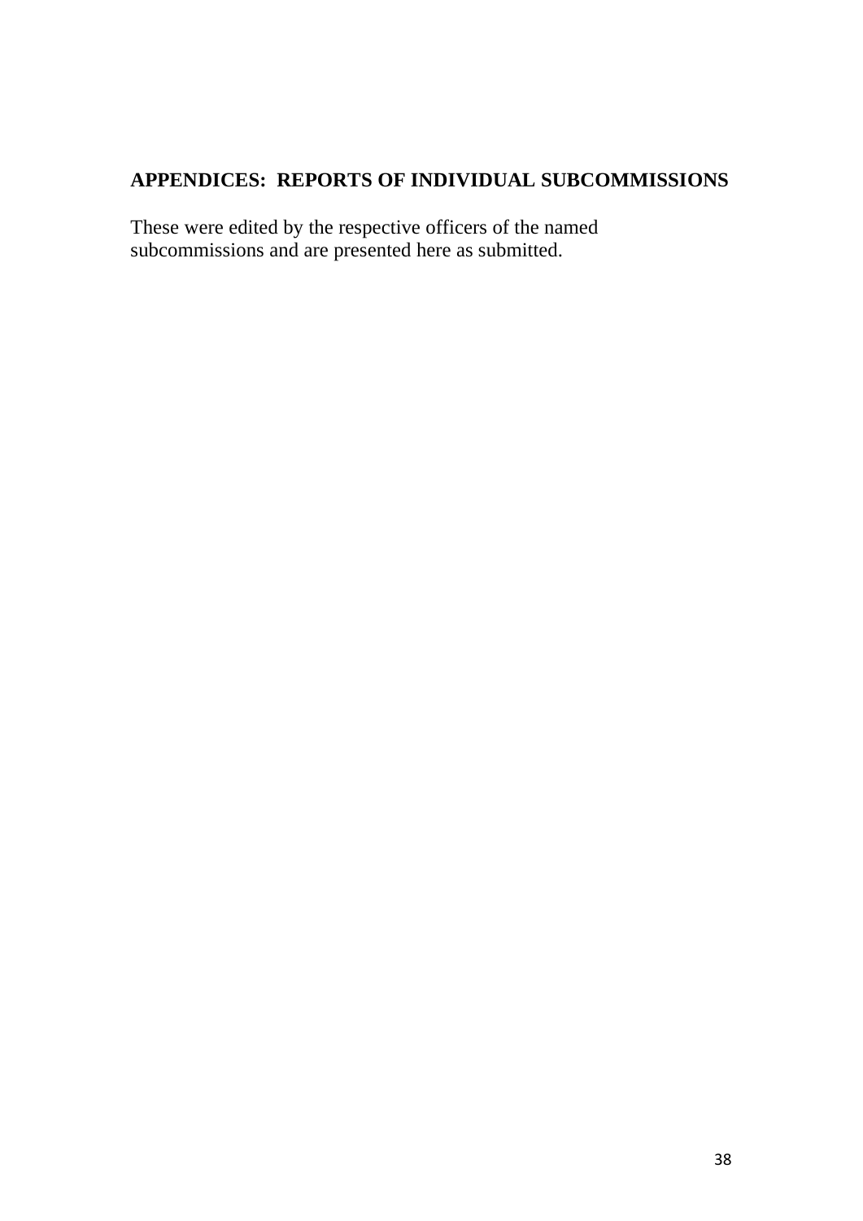## APPENDICES: REPORTS OF INDIVIDUAL SUBCOMMISSIONS

These were edited by the respective officers of the named subcommissions and are presented here as submitted.